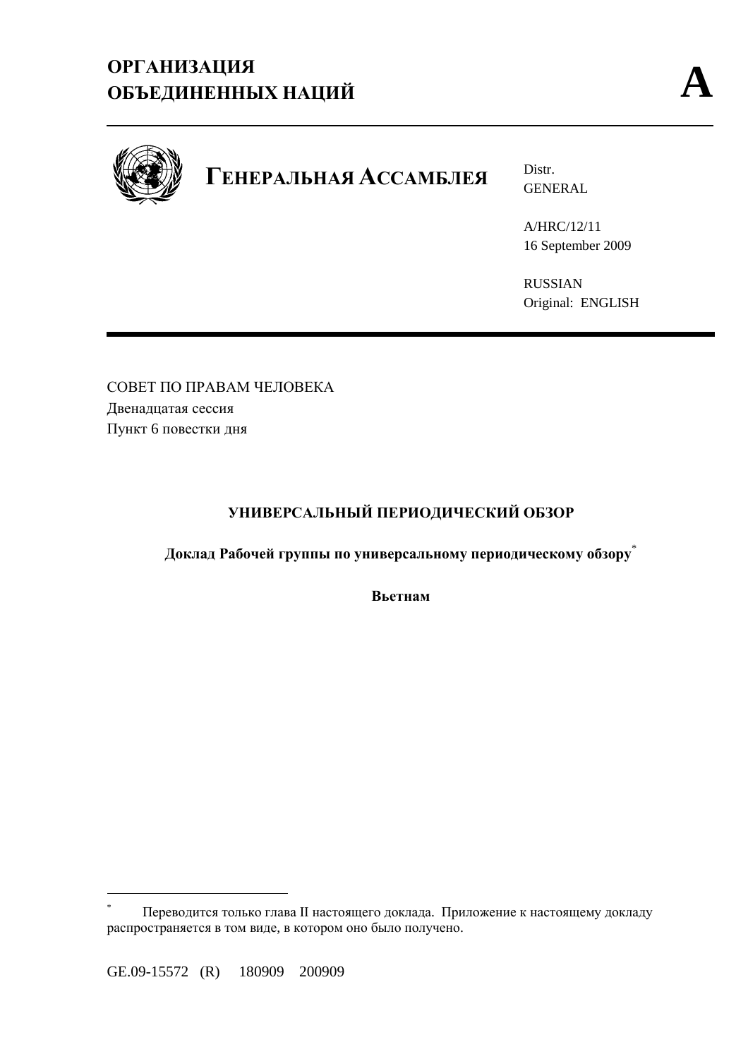**ОРГАНИЗАЦИЯ ОБЪЕДИНЕННЫХ НАЦИЙ** **A**

**ГЕНЕРАЛЬНАЯ АССАМБЛЕЯ**

Distr.
GENERAL

A/HRC/12/11
16 September 2009

RUSSIAN
Original: ENGLISH

СОВЕТ ПО ПРАВАМ ЧЕЛОВЕКА
Двенадцатая сессия
Пункт 6 повестки дня

# УНИВЕРСАЛЬНЫЙ ПЕРИОДИЧЕСКИЙ ОБЗОР

## Доклад Рабочей группы по универсальному периодическому обзору*

## Вьетнам

---

* Переводится только глава II настоящего доклада. Приложение к настоящему докладу распространяется в том виде, в котором оно было получено.

GE.09-15572 (R) 180909 200909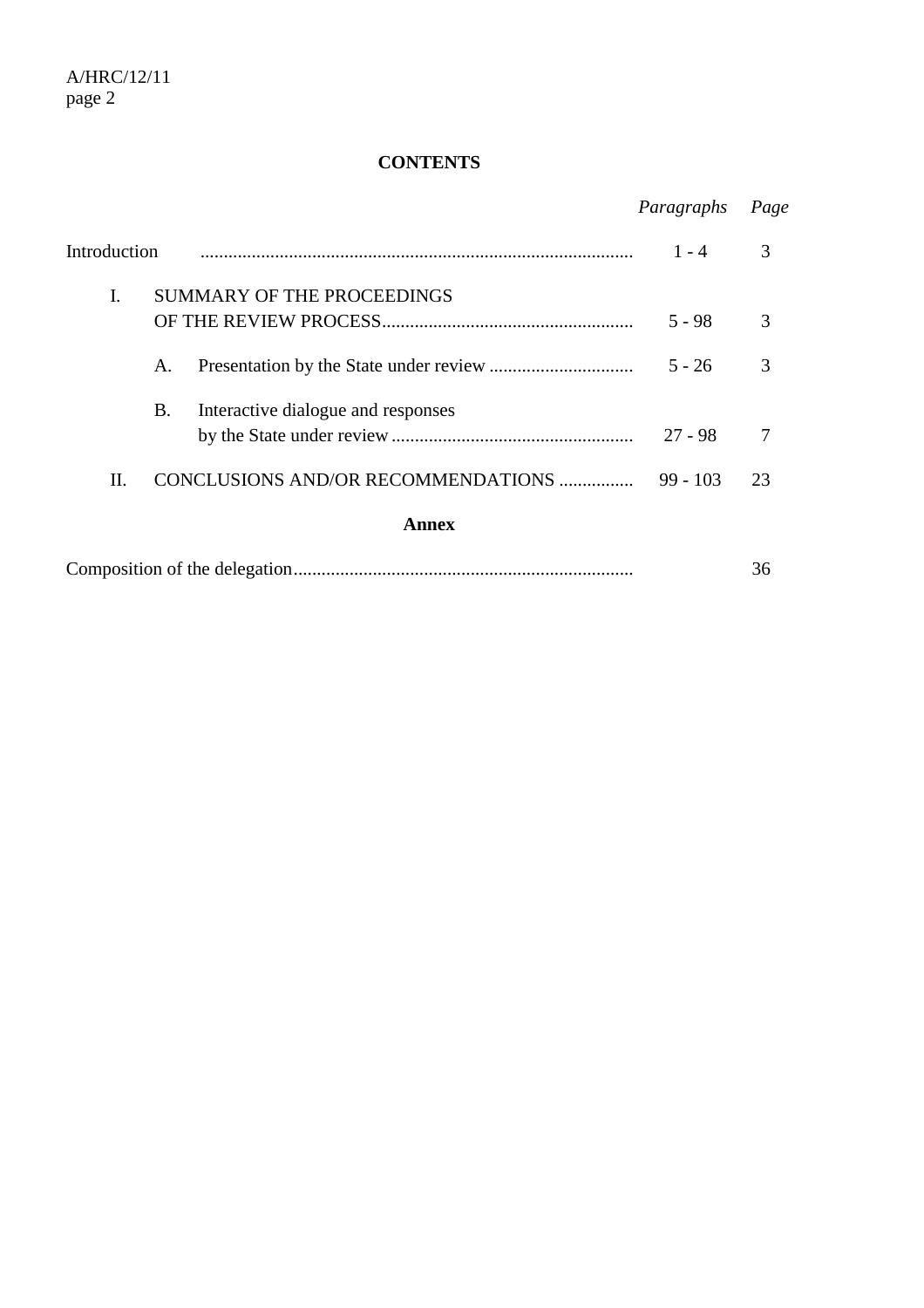## CONTENTS

| | *Paragraphs* | *Page* |
|---|---|---|
| Introduction | 1 - 4 | 3 |
| I. SUMMARY OF THE PROCEEDINGS OF THE REVIEW PROCESS | 5 - 98 | 3 |
| A. Presentation by the State under review | 5 - 26 | 3 |
| B. Interactive dialogue and responses by the State under review | 27 - 98 | 7 |
| II. CONCLUSIONS AND/OR RECOMMENDATIONS | 99 - 103 | 23 |

**Annex**

| | | |
|---|---|---|
| Composition of the delegation | | 36 |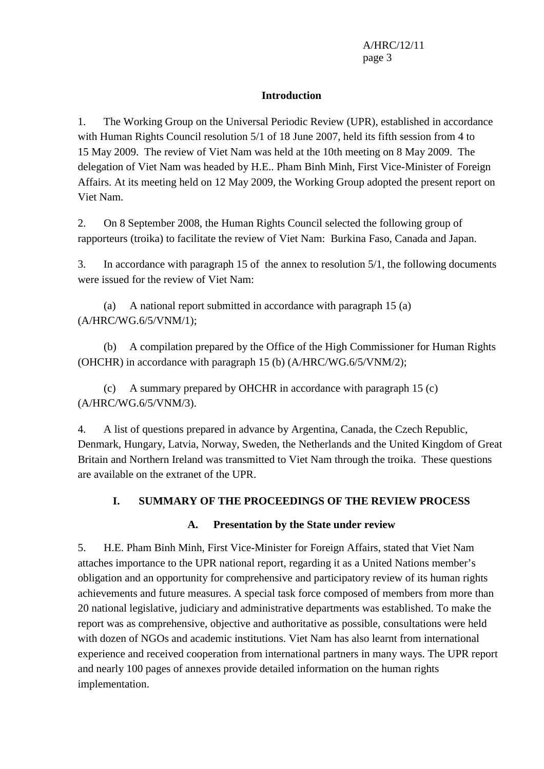## Introduction

1. The Working Group on the Universal Periodic Review (UPR), established in accordance with Human Rights Council resolution 5/1 of 18 June 2007, held its fifth session from 4 to 15 May 2009. The review of Viet Nam was held at the 10th meeting on 8 May 2009. The delegation of Viet Nam was headed by H.E.. Pham Binh Minh, First Vice-Minister of Foreign Affairs. At its meeting held on 12 May 2009, the Working Group adopted the present report on Viet Nam.

2. On 8 September 2008, the Human Rights Council selected the following group of rapporteurs (troika) to facilitate the review of Viet Nam: Burkina Faso, Canada and Japan.

3. In accordance with paragraph 15 of the annex to resolution 5/1, the following documents were issued for the review of Viet Nam:

(a) A national report submitted in accordance with paragraph 15 (a) (A/HRC/WG.6/5/VNM/1);

(b) A compilation prepared by the Office of the High Commissioner for Human Rights (OHCHR) in accordance with paragraph 15 (b) (A/HRC/WG.6/5/VNM/2);

(c) A summary prepared by OHCHR in accordance with paragraph 15 (c) (A/HRC/WG.6/5/VNM/3).

4. A list of questions prepared in advance by Argentina, Canada, the Czech Republic, Denmark, Hungary, Latvia, Norway, Sweden, the Netherlands and the United Kingdom of Great Britain and Northern Ireland was transmitted to Viet Nam through the troika. These questions are available on the extranet of the UPR.

# I. SUMMARY OF THE PROCEEDINGS OF THE REVIEW PROCESS

## A. Presentation by the State under review

5. H.E. Pham Binh Minh, First Vice-Minister for Foreign Affairs, stated that Viet Nam attaches importance to the UPR national report, regarding it as a United Nations member's obligation and an opportunity for comprehensive and participatory review of its human rights achievements and future measures. A special task force composed of members from more than 20 national legislative, judiciary and administrative departments was established. To make the report was as comprehensive, objective and authoritative as possible, consultations were held with dozen of NGOs and academic institutions. Viet Nam has also learnt from international experience and received cooperation from international partners in many ways. The UPR report and nearly 100 pages of annexes provide detailed information on the human rights implementation.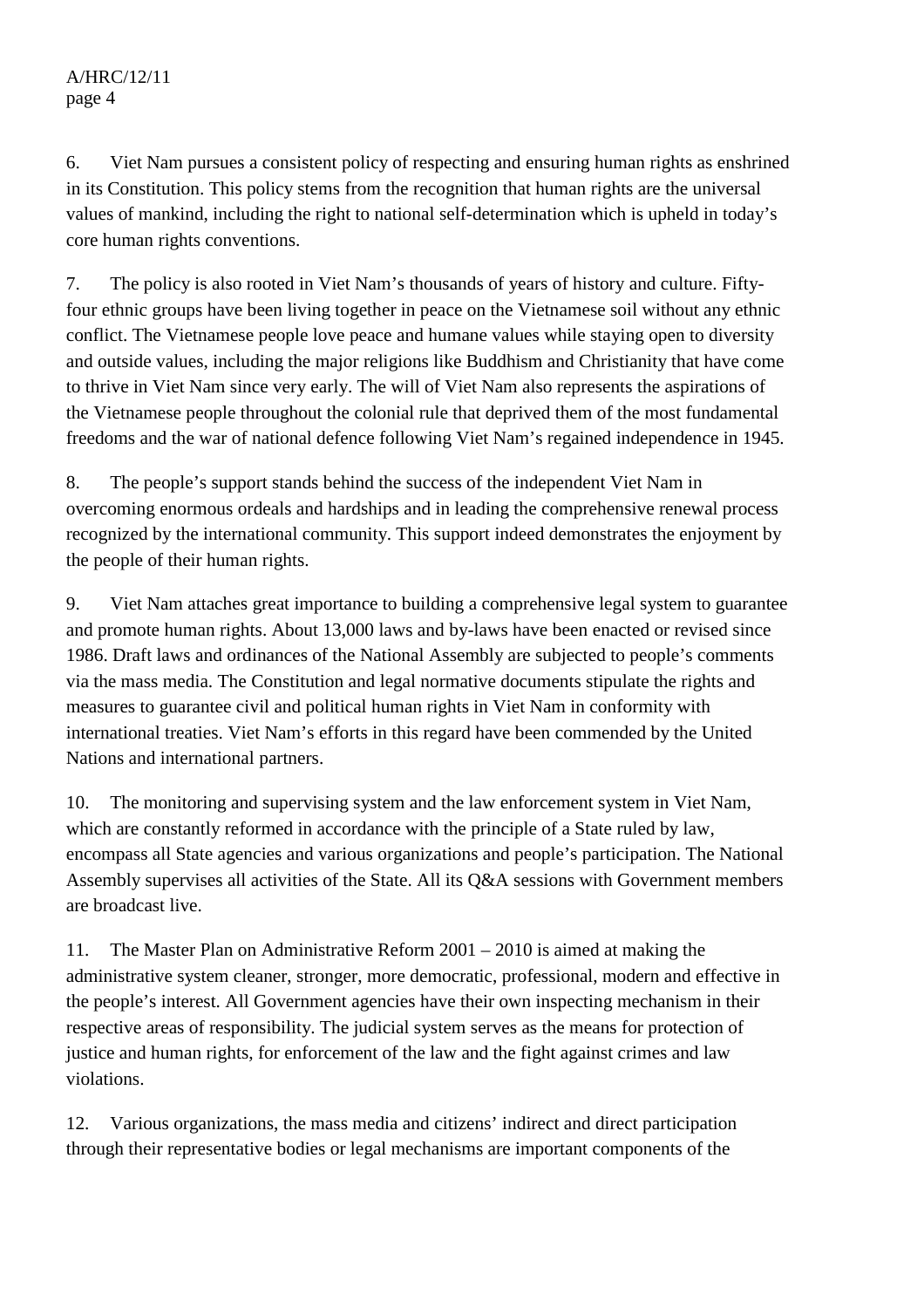6. Viet Nam pursues a consistent policy of respecting and ensuring human rights as enshrined in its Constitution. This policy stems from the recognition that human rights are the universal values of mankind, including the right to national self-determination which is upheld in today's core human rights conventions.

7. The policy is also rooted in Viet Nam's thousands of years of history and culture. Fifty-four ethnic groups have been living together in peace on the Vietnamese soil without any ethnic conflict. The Vietnamese people love peace and humane values while staying open to diversity and outside values, including the major religions like Buddhism and Christianity that have come to thrive in Viet Nam since very early. The will of Viet Nam also represents the aspirations of the Vietnamese people throughout the colonial rule that deprived them of the most fundamental freedoms and the war of national defence following Viet Nam's regained independence in 1945.

8. The people's support stands behind the success of the independent Viet Nam in overcoming enormous ordeals and hardships and in leading the comprehensive renewal process recognized by the international community. This support indeed demonstrates the enjoyment by the people of their human rights.

9. Viet Nam attaches great importance to building a comprehensive legal system to guarantee and promote human rights. About 13,000 laws and by-laws have been enacted or revised since 1986. Draft laws and ordinances of the National Assembly are subjected to people's comments via the mass media. The Constitution and legal normative documents stipulate the rights and measures to guarantee civil and political human rights in Viet Nam in conformity with international treaties. Viet Nam's efforts in this regard have been commended by the United Nations and international partners.

10. The monitoring and supervising system and the law enforcement system in Viet Nam, which are constantly reformed in accordance with the principle of a State ruled by law, encompass all State agencies and various organizations and people's participation. The National Assembly supervises all activities of the State. All its Q&A sessions with Government members are broadcast live.

11. The Master Plan on Administrative Reform 2001 – 2010 is aimed at making the administrative system cleaner, stronger, more democratic, professional, modern and effective in the people's interest. All Government agencies have their own inspecting mechanism in their respective areas of responsibility. The judicial system serves as the means for protection of justice and human rights, for enforcement of the law and the fight against crimes and law violations.

12. Various organizations, the mass media and citizens' indirect and direct participation through their representative bodies or legal mechanisms are important components of the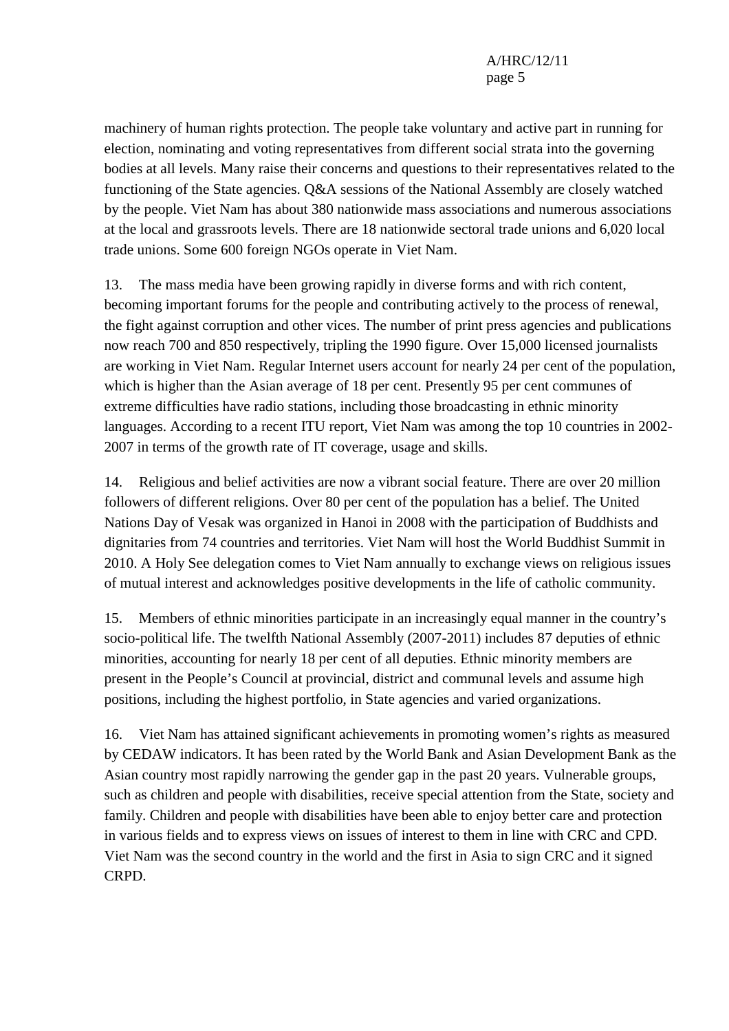machinery of human rights protection. The people take voluntary and active part in running for election, nominating and voting representatives from different social strata into the governing bodies at all levels. Many raise their concerns and questions to their representatives related to the functioning of the State agencies. Q&A sessions of the National Assembly are closely watched by the people. Viet Nam has about 380 nationwide mass associations and numerous associations at the local and grassroots levels. There are 18 nationwide sectoral trade unions and 6,020 local trade unions. Some 600 foreign NGOs operate in Viet Nam.

13. The mass media have been growing rapidly in diverse forms and with rich content, becoming important forums for the people and contributing actively to the process of renewal, the fight against corruption and other vices. The number of print press agencies and publications now reach 700 and 850 respectively, tripling the 1990 figure. Over 15,000 licensed journalists are working in Viet Nam. Regular Internet users account for nearly 24 per cent of the population, which is higher than the Asian average of 18 per cent. Presently 95 per cent communes of extreme difficulties have radio stations, including those broadcasting in ethnic minority languages. According to a recent ITU report, Viet Nam was among the top 10 countries in 2002-2007 in terms of the growth rate of IT coverage, usage and skills.

14. Religious and belief activities are now a vibrant social feature. There are over 20 million followers of different religions. Over 80 per cent of the population has a belief. The United Nations Day of Vesak was organized in Hanoi in 2008 with the participation of Buddhists and dignitaries from 74 countries and territories. Viet Nam will host the World Buddhist Summit in 2010. A Holy See delegation comes to Viet Nam annually to exchange views on religious issues of mutual interest and acknowledges positive developments in the life of catholic community.

15. Members of ethnic minorities participate in an increasingly equal manner in the country's socio-political life. The twelfth National Assembly (2007-2011) includes 87 deputies of ethnic minorities, accounting for nearly 18 per cent of all deputies. Ethnic minority members are present in the People's Council at provincial, district and communal levels and assume high positions, including the highest portfolio, in State agencies and varied organizations.

16. Viet Nam has attained significant achievements in promoting women's rights as measured by CEDAW indicators. It has been rated by the World Bank and Asian Development Bank as the Asian country most rapidly narrowing the gender gap in the past 20 years. Vulnerable groups, such as children and people with disabilities, receive special attention from the State, society and family. Children and people with disabilities have been able to enjoy better care and protection in various fields and to express views on issues of interest to them in line with CRC and CPD. Viet Nam was the second country in the world and the first in Asia to sign CRC and it signed CRPD.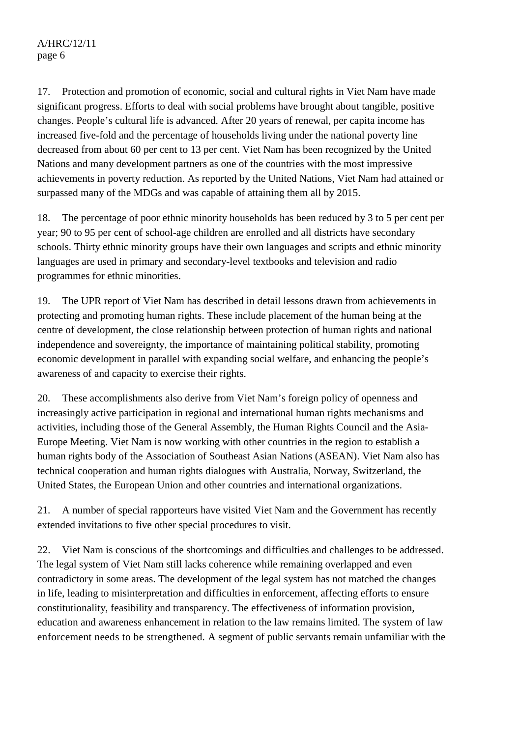17. Protection and promotion of economic, social and cultural rights in Viet Nam have made significant progress. Efforts to deal with social problems have brought about tangible, positive changes. People's cultural life is advanced. After 20 years of renewal, per capita income has increased five-fold and the percentage of households living under the national poverty line decreased from about 60 per cent to 13 per cent. Viet Nam has been recognized by the United Nations and many development partners as one of the countries with the most impressive achievements in poverty reduction. As reported by the United Nations, Viet Nam had attained or surpassed many of the MDGs and was capable of attaining them all by 2015.

18. The percentage of poor ethnic minority households has been reduced by 3 to 5 per cent per year; 90 to 95 per cent of school-age children are enrolled and all districts have secondary schools. Thirty ethnic minority groups have their own languages and scripts and ethnic minority languages are used in primary and secondary-level textbooks and television and radio programmes for ethnic minorities.

19. The UPR report of Viet Nam has described in detail lessons drawn from achievements in protecting and promoting human rights. These include placement of the human being at the centre of development, the close relationship between protection of human rights and national independence and sovereignty, the importance of maintaining political stability, promoting economic development in parallel with expanding social welfare, and enhancing the people's awareness of and capacity to exercise their rights.

20. These accomplishments also derive from Viet Nam's foreign policy of openness and increasingly active participation in regional and international human rights mechanisms and activities, including those of the General Assembly, the Human Rights Council and the Asia-Europe Meeting. Viet Nam is now working with other countries in the region to establish a human rights body of the Association of Southeast Asian Nations (ASEAN). Viet Nam also has technical cooperation and human rights dialogues with Australia, Norway, Switzerland, the United States, the European Union and other countries and international organizations.

21. A number of special rapporteurs have visited Viet Nam and the Government has recently extended invitations to five other special procedures to visit.

22. Viet Nam is conscious of the shortcomings and difficulties and challenges to be addressed. The legal system of Viet Nam still lacks coherence while remaining overlapped and even contradictory in some areas. The development of the legal system has not matched the changes in life, leading to misinterpretation and difficulties in enforcement, affecting efforts to ensure constitutionality, feasibility and transparency. The effectiveness of information provision, education and awareness enhancement in relation to the law remains limited. The system of law enforcement needs to be strengthened. A segment of public servants remain unfamiliar with the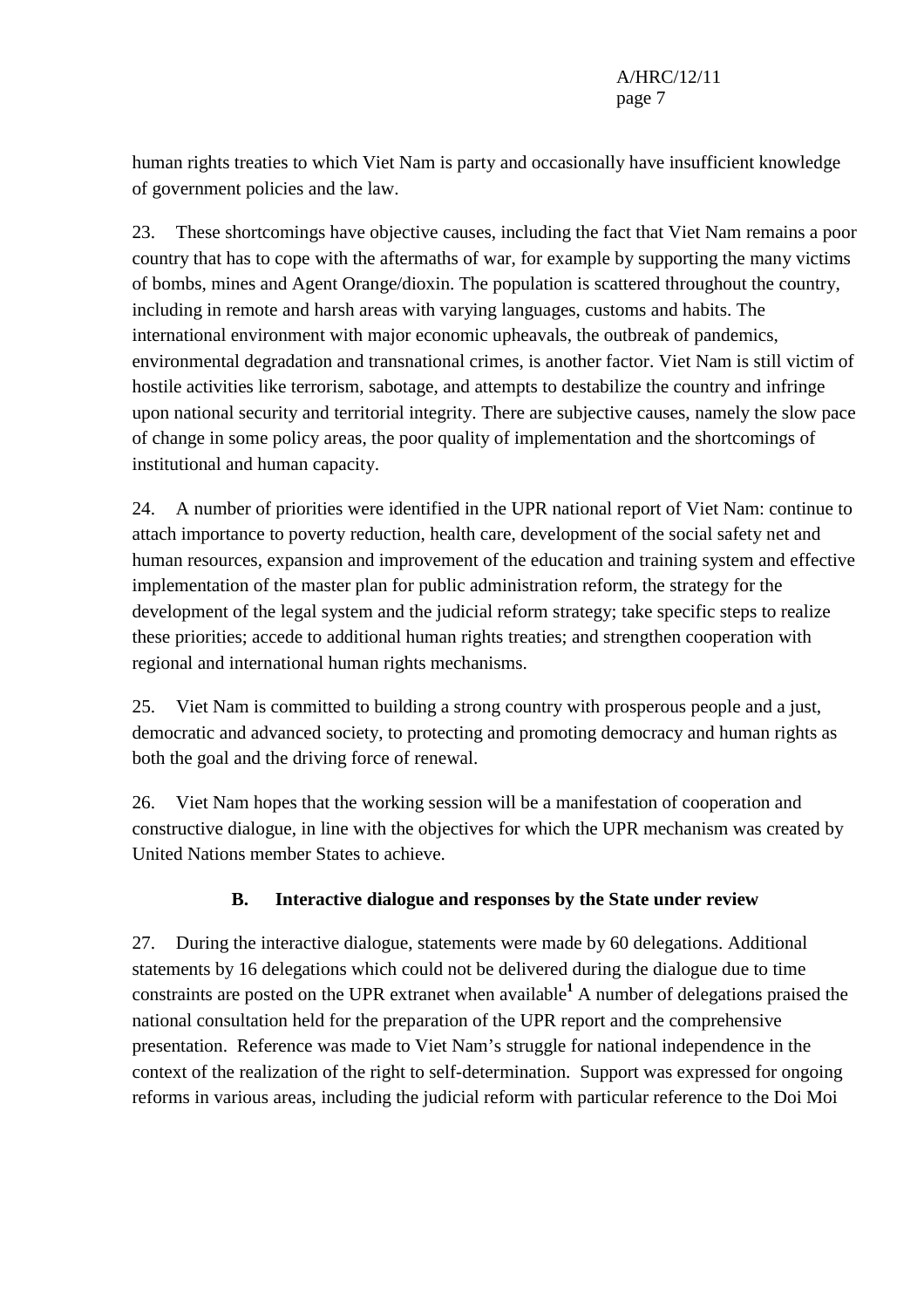human rights treaties to which Viet Nam is party and occasionally have insufficient knowledge of government policies and the law.

23. These shortcomings have objective causes, including the fact that Viet Nam remains a poor country that has to cope with the aftermaths of war, for example by supporting the many victims of bombs, mines and Agent Orange/dioxin. The population is scattered throughout the country, including in remote and harsh areas with varying languages, customs and habits. The international environment with major economic upheavals, the outbreak of pandemics, environmental degradation and transnational crimes, is another factor. Viet Nam is still victim of hostile activities like terrorism, sabotage, and attempts to destabilize the country and infringe upon national security and territorial integrity. There are subjective causes, namely the slow pace of change in some policy areas, the poor quality of implementation and the shortcomings of institutional and human capacity.

24. A number of priorities were identified in the UPR national report of Viet Nam: continue to attach importance to poverty reduction, health care, development of the social safety net and human resources, expansion and improvement of the education and training system and effective implementation of the master plan for public administration reform, the strategy for the development of the legal system and the judicial reform strategy; take specific steps to realize these priorities; accede to additional human rights treaties; and strengthen cooperation with regional and international human rights mechanisms.

25. Viet Nam is committed to building a strong country with prosperous people and a just, democratic and advanced society, to protecting and promoting democracy and human rights as both the goal and the driving force of renewal.

26. Viet Nam hopes that the working session will be a manifestation of cooperation and constructive dialogue, in line with the objectives for which the UPR mechanism was created by United Nations member States to achieve.

### B. Interactive dialogue and responses by the State under review

27. During the interactive dialogue, statements were made by 60 delegations. Additional statements by 16 delegations which could not be delivered during the dialogue due to time constraints are posted on the UPR extranet when available[1] A number of delegations praised the national consultation held for the preparation of the UPR report and the comprehensive presentation. Reference was made to Viet Nam's struggle for national independence in the context of the realization of the right to self-determination. Support was expressed for ongoing reforms in various areas, including the judicial reform with particular reference to the Doi Moi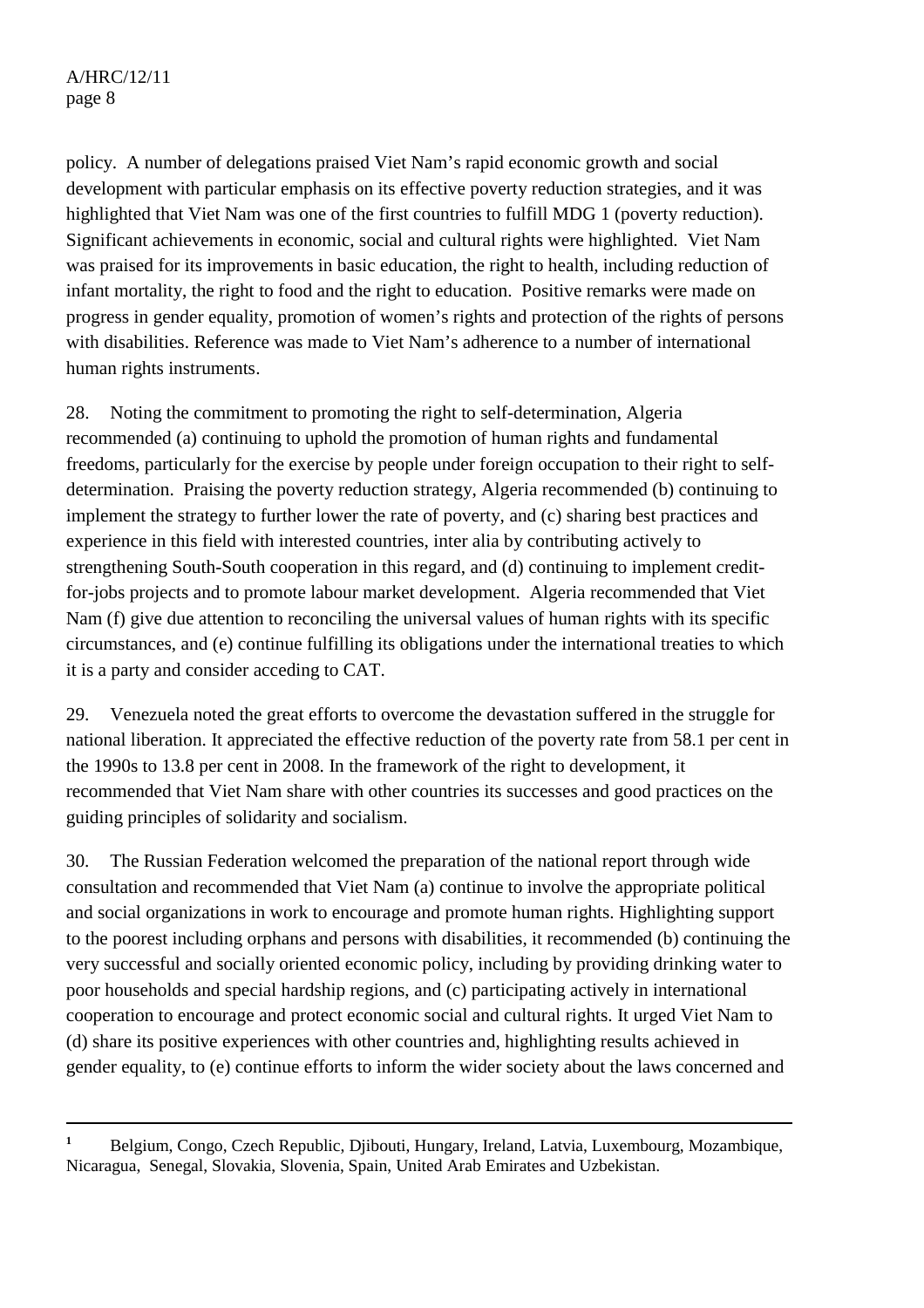policy. A number of delegations praised Viet Nam's rapid economic growth and social development with particular emphasis on its effective poverty reduction strategies, and it was highlighted that Viet Nam was one of the first countries to fulfill MDG 1 (poverty reduction). Significant achievements in economic, social and cultural rights were highlighted. Viet Nam was praised for its improvements in basic education, the right to health, including reduction of infant mortality, the right to food and the right to education. Positive remarks were made on progress in gender equality, promotion of women's rights and protection of the rights of persons with disabilities. Reference was made to Viet Nam's adherence to a number of international human rights instruments.

28. Noting the commitment to promoting the right to self-determination, Algeria recommended (a) continuing to uphold the promotion of human rights and fundamental freedoms, particularly for the exercise by people under foreign occupation to their right to self-determination. Praising the poverty reduction strategy, Algeria recommended (b) continuing to implement the strategy to further lower the rate of poverty, and (c) sharing best practices and experience in this field with interested countries, inter alia by contributing actively to strengthening South-South cooperation in this regard, and (d) continuing to implement credit-for-jobs projects and to promote labour market development. Algeria recommended that Viet Nam (f) give due attention to reconciling the universal values of human rights with its specific circumstances, and (e) continue fulfilling its obligations under the international treaties to which it is a party and consider acceding to CAT.

29. Venezuela noted the great efforts to overcome the devastation suffered in the struggle for national liberation. It appreciated the effective reduction of the poverty rate from 58.1 per cent in the 1990s to 13.8 per cent in 2008. In the framework of the right to development, it recommended that Viet Nam share with other countries its successes and good practices on the guiding principles of solidarity and socialism.

30. The Russian Federation welcomed the preparation of the national report through wide consultation and recommended that Viet Nam (a) continue to involve the appropriate political and social organizations in work to encourage and promote human rights. Highlighting support to the poorest including orphans and persons with disabilities, it recommended (b) continuing the very successful and socially oriented economic policy, including by providing drinking water to poor households and special hardship regions, and (c) participating actively in international cooperation to encourage and protect economic social and cultural rights. It urged Viet Nam to (d) share its positive experiences with other countries and, highlighting results achieved in gender equality, to (e) continue efforts to inform the wider society about the laws concerned and

---

[1] Belgium, Congo, Czech Republic, Djibouti, Hungary, Ireland, Latvia, Luxembourg, Mozambique, Nicaragua, Senegal, Slovakia, Slovenia, Spain, United Arab Emirates and Uzbekistan.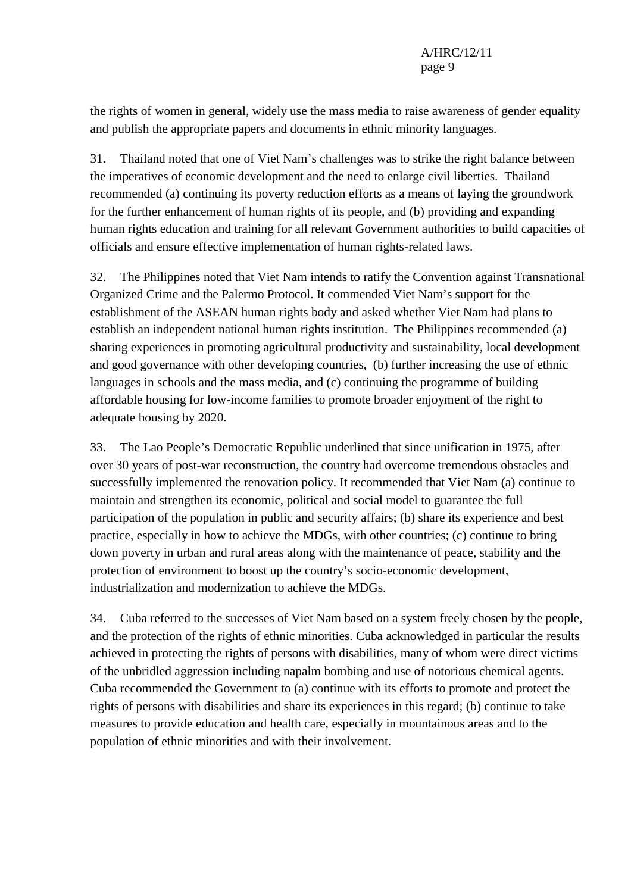the rights of women in general, widely use the mass media to raise awareness of gender equality and publish the appropriate papers and documents in ethnic minority languages.

31. Thailand noted that one of Viet Nam's challenges was to strike the right balance between the imperatives of economic development and the need to enlarge civil liberties. Thailand recommended (a) continuing its poverty reduction efforts as a means of laying the groundwork for the further enhancement of human rights of its people, and (b) providing and expanding human rights education and training for all relevant Government authorities to build capacities of officials and ensure effective implementation of human rights-related laws.

32. The Philippines noted that Viet Nam intends to ratify the Convention against Transnational Organized Crime and the Palermo Protocol. It commended Viet Nam's support for the establishment of the ASEAN human rights body and asked whether Viet Nam had plans to establish an independent national human rights institution. The Philippines recommended (a) sharing experiences in promoting agricultural productivity and sustainability, local development and good governance with other developing countries, (b) further increasing the use of ethnic languages in schools and the mass media, and (c) continuing the programme of building affordable housing for low-income families to promote broader enjoyment of the right to adequate housing by 2020.

33. The Lao People's Democratic Republic underlined that since unification in 1975, after over 30 years of post-war reconstruction, the country had overcome tremendous obstacles and successfully implemented the renovation policy. It recommended that Viet Nam (a) continue to maintain and strengthen its economic, political and social model to guarantee the full participation of the population in public and security affairs; (b) share its experience and best practice, especially in how to achieve the MDGs, with other countries; (c) continue to bring down poverty in urban and rural areas along with the maintenance of peace, stability and the protection of environment to boost up the country's socio-economic development, industrialization and modernization to achieve the MDGs.

34. Cuba referred to the successes of Viet Nam based on a system freely chosen by the people, and the protection of the rights of ethnic minorities. Cuba acknowledged in particular the results achieved in protecting the rights of persons with disabilities, many of whom were direct victims of the unbridled aggression including napalm bombing and use of notorious chemical agents. Cuba recommended the Government to (a) continue with its efforts to promote and protect the rights of persons with disabilities and share its experiences in this regard; (b) continue to take measures to provide education and health care, especially in mountainous areas and to the population of ethnic minorities and with their involvement.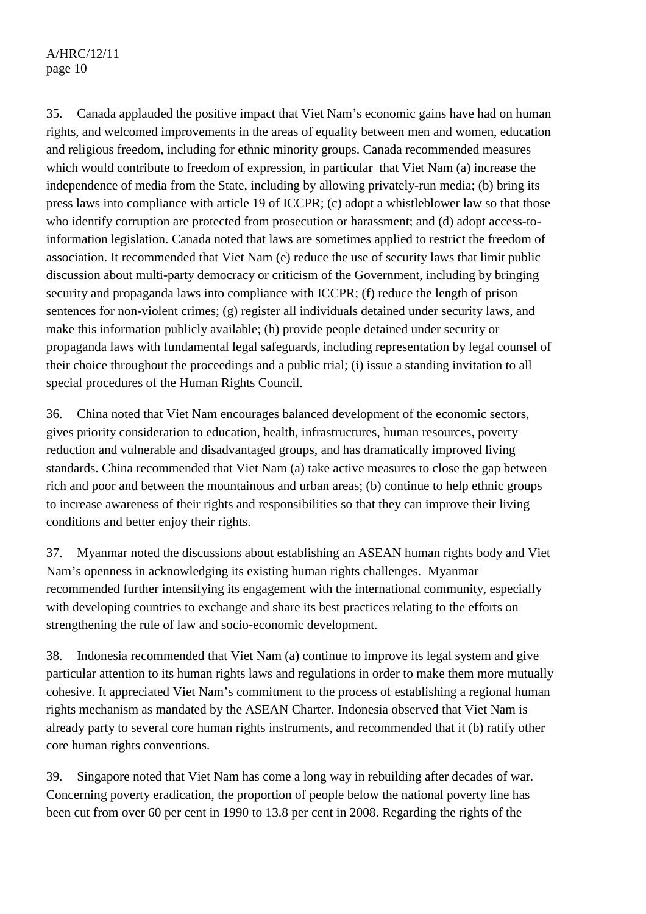35. Canada applauded the positive impact that Viet Nam's economic gains have had on human rights, and welcomed improvements in the areas of equality between men and women, education and religious freedom, including for ethnic minority groups. Canada recommended measures which would contribute to freedom of expression, in particular that Viet Nam (a) increase the independence of media from the State, including by allowing privately-run media; (b) bring its press laws into compliance with article 19 of ICCPR; (c) adopt a whistleblower law so that those who identify corruption are protected from prosecution or harassment; and (d) adopt access-to-information legislation. Canada noted that laws are sometimes applied to restrict the freedom of association. It recommended that Viet Nam (e) reduce the use of security laws that limit public discussion about multi-party democracy or criticism of the Government, including by bringing security and propaganda laws into compliance with ICCPR; (f) reduce the length of prison sentences for non-violent crimes; (g) register all individuals detained under security laws, and make this information publicly available; (h) provide people detained under security or propaganda laws with fundamental legal safeguards, including representation by legal counsel of their choice throughout the proceedings and a public trial; (i) issue a standing invitation to all special procedures of the Human Rights Council.

36. China noted that Viet Nam encourages balanced development of the economic sectors, gives priority consideration to education, health, infrastructures, human resources, poverty reduction and vulnerable and disadvantaged groups, and has dramatically improved living standards. China recommended that Viet Nam (a) take active measures to close the gap between rich and poor and between the mountainous and urban areas; (b) continue to help ethnic groups to increase awareness of their rights and responsibilities so that they can improve their living conditions and better enjoy their rights.

37. Myanmar noted the discussions about establishing an ASEAN human rights body and Viet Nam's openness in acknowledging its existing human rights challenges. Myanmar recommended further intensifying its engagement with the international community, especially with developing countries to exchange and share its best practices relating to the efforts on strengthening the rule of law and socio-economic development.

38. Indonesia recommended that Viet Nam (a) continue to improve its legal system and give particular attention to its human rights laws and regulations in order to make them more mutually cohesive. It appreciated Viet Nam's commitment to the process of establishing a regional human rights mechanism as mandated by the ASEAN Charter. Indonesia observed that Viet Nam is already party to several core human rights instruments, and recommended that it (b) ratify other core human rights conventions.

39. Singapore noted that Viet Nam has come a long way in rebuilding after decades of war. Concerning poverty eradication, the proportion of people below the national poverty line has been cut from over 60 per cent in 1990 to 13.8 per cent in 2008. Regarding the rights of the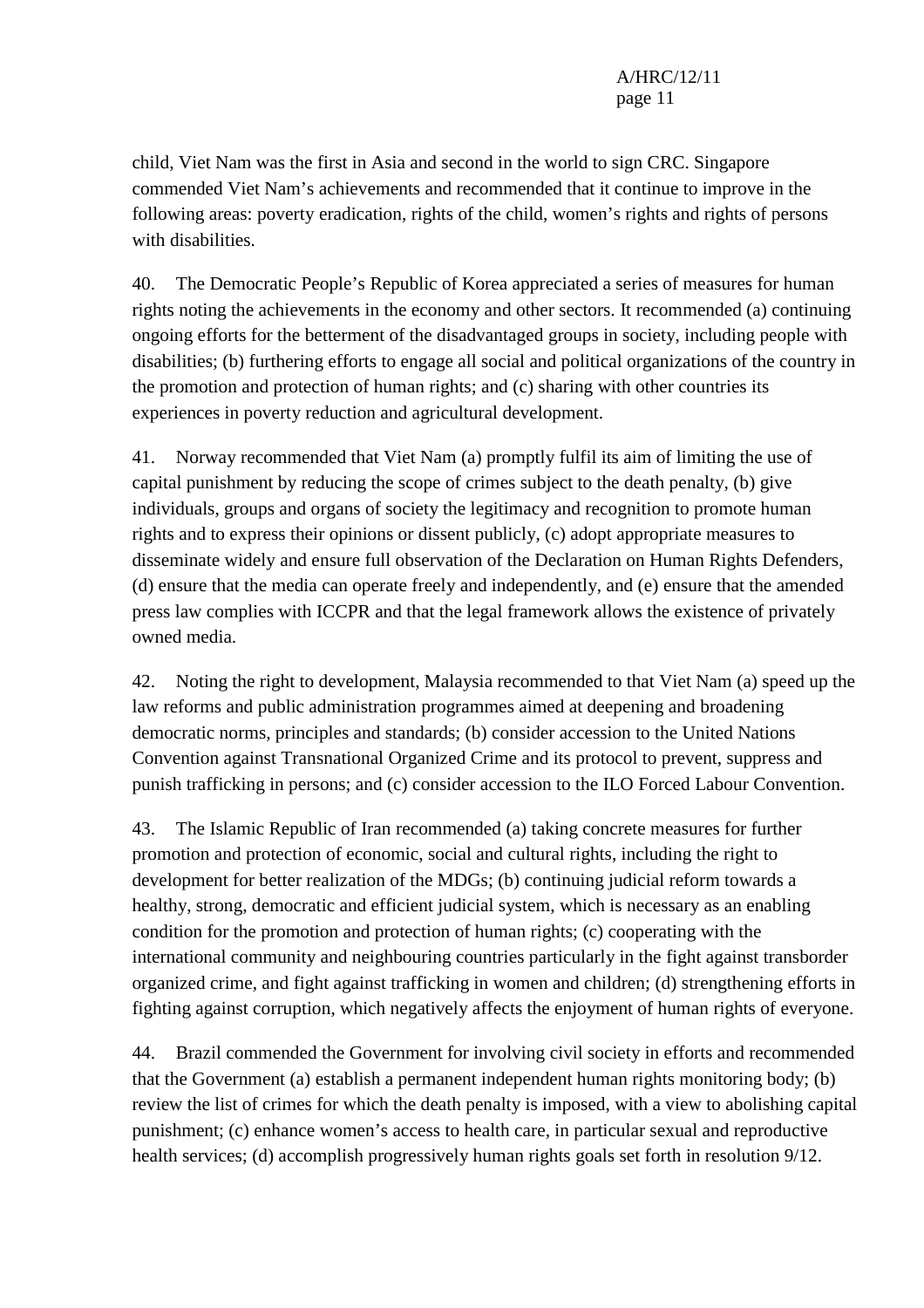child, Viet Nam was the first in Asia and second in the world to sign CRC. Singapore commended Viet Nam's achievements and recommended that it continue to improve in the following areas: poverty eradication, rights of the child, women's rights and rights of persons with disabilities.

40. The Democratic People's Republic of Korea appreciated a series of measures for human rights noting the achievements in the economy and other sectors. It recommended (a) continuing ongoing efforts for the betterment of the disadvantaged groups in society, including people with disabilities; (b) furthering efforts to engage all social and political organizations of the country in the promotion and protection of human rights; and (c) sharing with other countries its experiences in poverty reduction and agricultural development.

41. Norway recommended that Viet Nam (a) promptly fulfil its aim of limiting the use of capital punishment by reducing the scope of crimes subject to the death penalty, (b) give individuals, groups and organs of society the legitimacy and recognition to promote human rights and to express their opinions or dissent publicly, (c) adopt appropriate measures to disseminate widely and ensure full observation of the Declaration on Human Rights Defenders, (d) ensure that the media can operate freely and independently, and (e) ensure that the amended press law complies with ICCPR and that the legal framework allows the existence of privately owned media.

42. Noting the right to development, Malaysia recommended to that Viet Nam (a) speed up the law reforms and public administration programmes aimed at deepening and broadening democratic norms, principles and standards; (b) consider accession to the United Nations Convention against Transnational Organized Crime and its protocol to prevent, suppress and punish trafficking in persons; and (c) consider accession to the ILO Forced Labour Convention.

43. The Islamic Republic of Iran recommended (a) taking concrete measures for further promotion and protection of economic, social and cultural rights, including the right to development for better realization of the MDGs; (b) continuing judicial reform towards a healthy, strong, democratic and efficient judicial system, which is necessary as an enabling condition for the promotion and protection of human rights; (c) cooperating with the international community and neighbouring countries particularly in the fight against transborder organized crime, and fight against trafficking in women and children; (d) strengthening efforts in fighting against corruption, which negatively affects the enjoyment of human rights of everyone.

44. Brazil commended the Government for involving civil society in efforts and recommended that the Government (a) establish a permanent independent human rights monitoring body; (b) review the list of crimes for which the death penalty is imposed, with a view to abolishing capital punishment; (c) enhance women's access to health care, in particular sexual and reproductive health services; (d) accomplish progressively human rights goals set forth in resolution 9/12.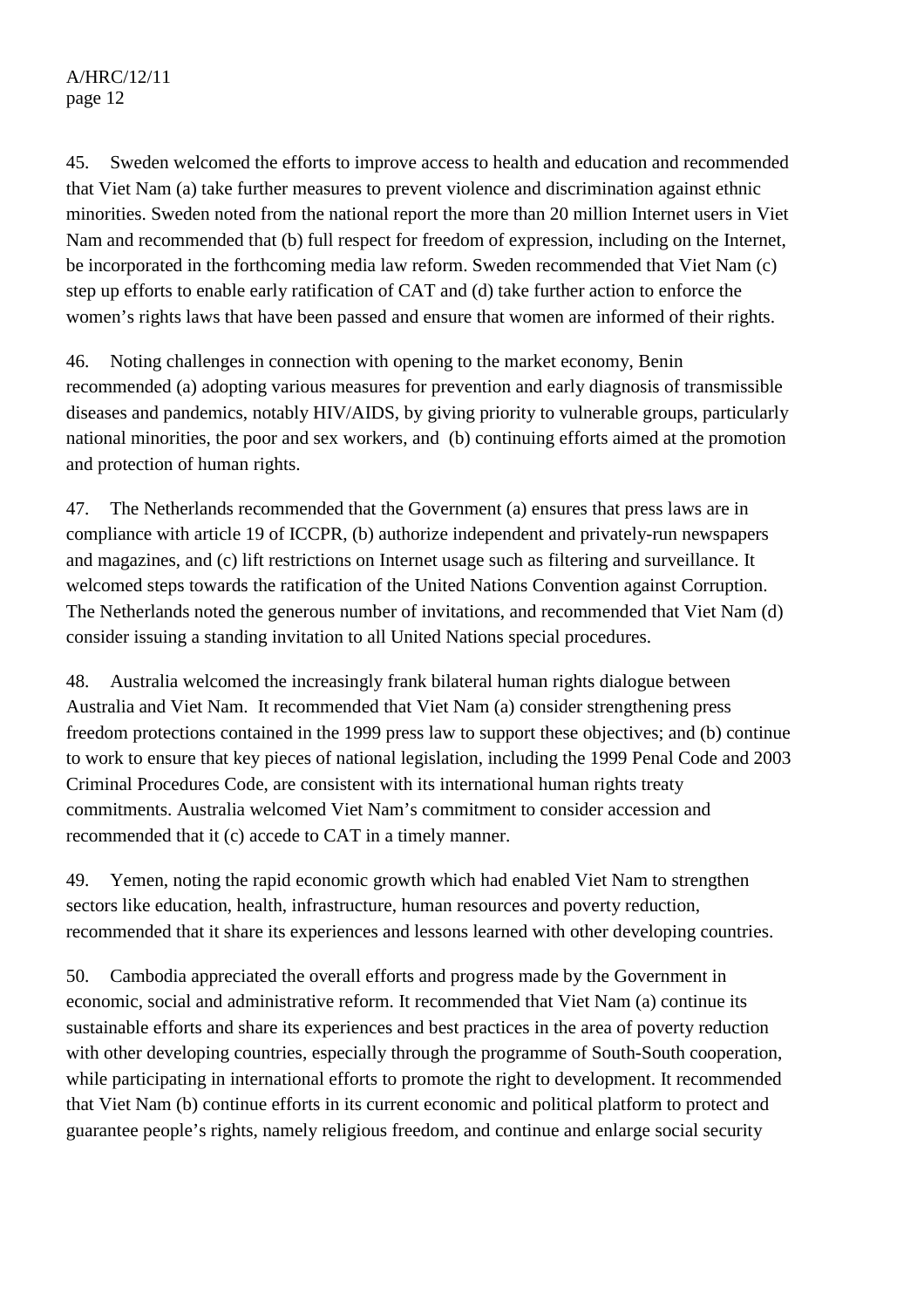45. Sweden welcomed the efforts to improve access to health and education and recommended that Viet Nam (a) take further measures to prevent violence and discrimination against ethnic minorities. Sweden noted from the national report the more than 20 million Internet users in Viet Nam and recommended that (b) full respect for freedom of expression, including on the Internet, be incorporated in the forthcoming media law reform. Sweden recommended that Viet Nam (c) step up efforts to enable early ratification of CAT and (d) take further action to enforce the women's rights laws that have been passed and ensure that women are informed of their rights.

46. Noting challenges in connection with opening to the market economy, Benin recommended (a) adopting various measures for prevention and early diagnosis of transmissible diseases and pandemics, notably HIV/AIDS, by giving priority to vulnerable groups, particularly national minorities, the poor and sex workers, and (b) continuing efforts aimed at the promotion and protection of human rights.

47. The Netherlands recommended that the Government (a) ensures that press laws are in compliance with article 19 of ICCPR, (b) authorize independent and privately-run newspapers and magazines, and (c) lift restrictions on Internet usage such as filtering and surveillance. It welcomed steps towards the ratification of the United Nations Convention against Corruption. The Netherlands noted the generous number of invitations, and recommended that Viet Nam (d) consider issuing a standing invitation to all United Nations special procedures.

48. Australia welcomed the increasingly frank bilateral human rights dialogue between Australia and Viet Nam. It recommended that Viet Nam (a) consider strengthening press freedom protections contained in the 1999 press law to support these objectives; and (b) continue to work to ensure that key pieces of national legislation, including the 1999 Penal Code and 2003 Criminal Procedures Code, are consistent with its international human rights treaty commitments. Australia welcomed Viet Nam's commitment to consider accession and recommended that it (c) accede to CAT in a timely manner.

49. Yemen, noting the rapid economic growth which had enabled Viet Nam to strengthen sectors like education, health, infrastructure, human resources and poverty reduction, recommended that it share its experiences and lessons learned with other developing countries.

50. Cambodia appreciated the overall efforts and progress made by the Government in economic, social and administrative reform. It recommended that Viet Nam (a) continue its sustainable efforts and share its experiences and best practices in the area of poverty reduction with other developing countries, especially through the programme of South-South cooperation, while participating in international efforts to promote the right to development. It recommended that Viet Nam (b) continue efforts in its current economic and political platform to protect and guarantee people's rights, namely religious freedom, and continue and enlarge social security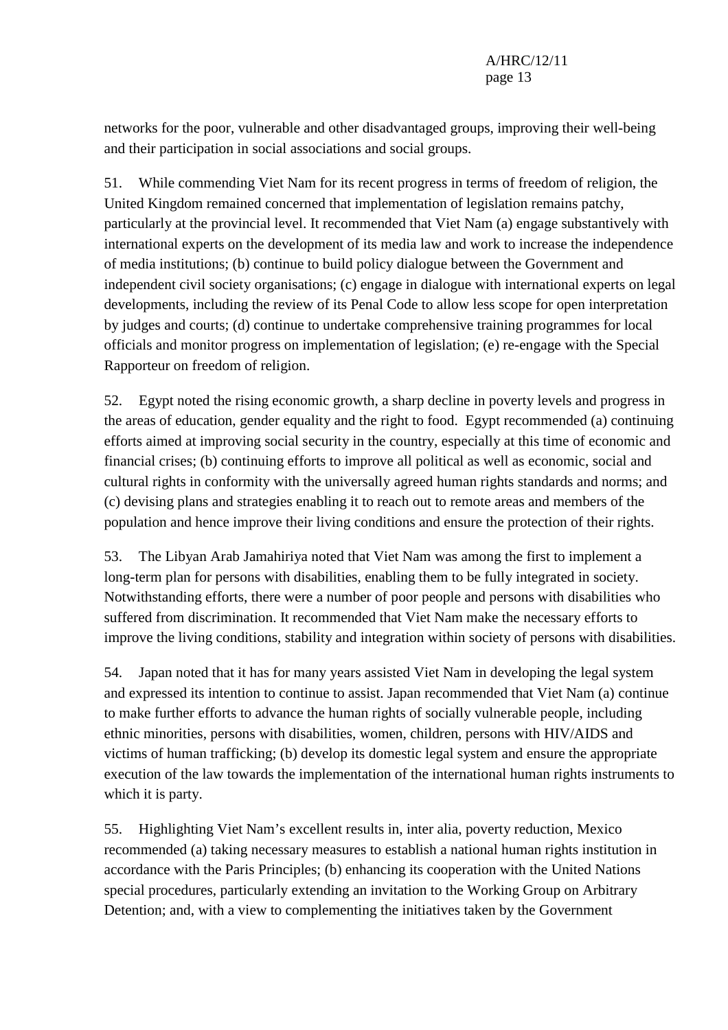networks for the poor, vulnerable and other disadvantaged groups, improving their well-being and their participation in social associations and social groups.

51. While commending Viet Nam for its recent progress in terms of freedom of religion, the United Kingdom remained concerned that implementation of legislation remains patchy, particularly at the provincial level. It recommended that Viet Nam (a) engage substantively with international experts on the development of its media law and work to increase the independence of media institutions; (b) continue to build policy dialogue between the Government and independent civil society organisations; (c) engage in dialogue with international experts on legal developments, including the review of its Penal Code to allow less scope for open interpretation by judges and courts; (d) continue to undertake comprehensive training programmes for local officials and monitor progress on implementation of legislation; (e) re-engage with the Special Rapporteur on freedom of religion.

52. Egypt noted the rising economic growth, a sharp decline in poverty levels and progress in the areas of education, gender equality and the right to food. Egypt recommended (a) continuing efforts aimed at improving social security in the country, especially at this time of economic and financial crises; (b) continuing efforts to improve all political as well as economic, social and cultural rights in conformity with the universally agreed human rights standards and norms; and (c) devising plans and strategies enabling it to reach out to remote areas and members of the population and hence improve their living conditions and ensure the protection of their rights.

53. The Libyan Arab Jamahiriya noted that Viet Nam was among the first to implement a long-term plan for persons with disabilities, enabling them to be fully integrated in society. Notwithstanding efforts, there were a number of poor people and persons with disabilities who suffered from discrimination. It recommended that Viet Nam make the necessary efforts to improve the living conditions, stability and integration within society of persons with disabilities.

54. Japan noted that it has for many years assisted Viet Nam in developing the legal system and expressed its intention to continue to assist. Japan recommended that Viet Nam (a) continue to make further efforts to advance the human rights of socially vulnerable people, including ethnic minorities, persons with disabilities, women, children, persons with HIV/AIDS and victims of human trafficking; (b) develop its domestic legal system and ensure the appropriate execution of the law towards the implementation of the international human rights instruments to which it is party.

55. Highlighting Viet Nam's excellent results in, inter alia, poverty reduction, Mexico recommended (a) taking necessary measures to establish a national human rights institution in accordance with the Paris Principles; (b) enhancing its cooperation with the United Nations special procedures, particularly extending an invitation to the Working Group on Arbitrary Detention; and, with a view to complementing the initiatives taken by the Government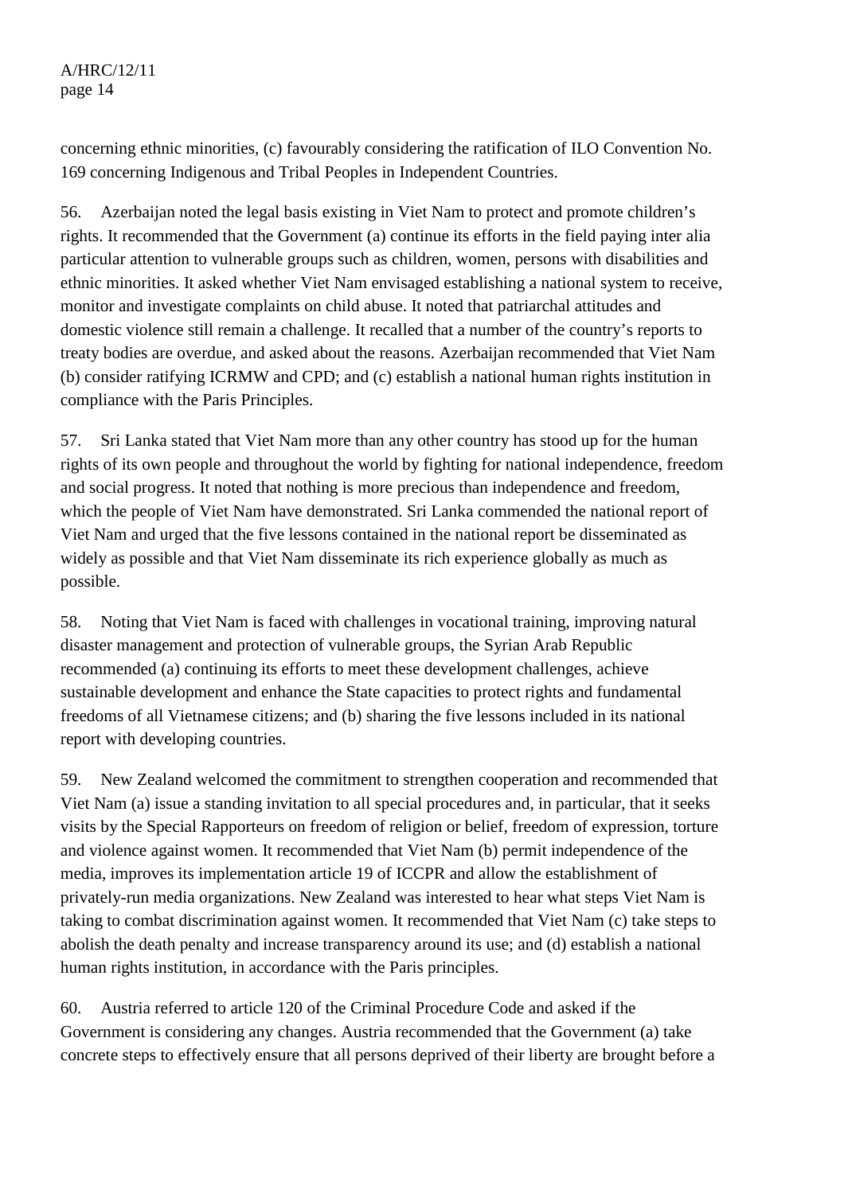concerning ethnic minorities, (c) favourably considering the ratification of ILO Convention No. 169 concerning Indigenous and Tribal Peoples in Independent Countries.

56. Azerbaijan noted the legal basis existing in Viet Nam to protect and promote children's rights. It recommended that the Government (a) continue its efforts in the field paying inter alia particular attention to vulnerable groups such as children, women, persons with disabilities and ethnic minorities. It asked whether Viet Nam envisaged establishing a national system to receive, monitor and investigate complaints on child abuse. It noted that patriarchal attitudes and domestic violence still remain a challenge. It recalled that a number of the country's reports to treaty bodies are overdue, and asked about the reasons. Azerbaijan recommended that Viet Nam (b) consider ratifying ICRMW and CPD; and (c) establish a national human rights institution in compliance with the Paris Principles.

57. Sri Lanka stated that Viet Nam more than any other country has stood up for the human rights of its own people and throughout the world by fighting for national independence, freedom and social progress. It noted that nothing is more precious than independence and freedom, which the people of Viet Nam have demonstrated. Sri Lanka commended the national report of Viet Nam and urged that the five lessons contained in the national report be disseminated as widely as possible and that Viet Nam disseminate its rich experience globally as much as possible.

58. Noting that Viet Nam is faced with challenges in vocational training, improving natural disaster management and protection of vulnerable groups, the Syrian Arab Republic recommended (a) continuing its efforts to meet these development challenges, achieve sustainable development and enhance the State capacities to protect rights and fundamental freedoms of all Vietnamese citizens; and (b) sharing the five lessons included in its national report with developing countries.

59. New Zealand welcomed the commitment to strengthen cooperation and recommended that Viet Nam (a) issue a standing invitation to all special procedures and, in particular, that it seeks visits by the Special Rapporteurs on freedom of religion or belief, freedom of expression, torture and violence against women. It recommended that Viet Nam (b) permit independence of the media, improves its implementation article 19 of ICCPR and allow the establishment of privately-run media organizations. New Zealand was interested to hear what steps Viet Nam is taking to combat discrimination against women. It recommended that Viet Nam (c) take steps to abolish the death penalty and increase transparency around its use; and (d) establish a national human rights institution, in accordance with the Paris principles.

60. Austria referred to article 120 of the Criminal Procedure Code and asked if the Government is considering any changes. Austria recommended that the Government (a) take concrete steps to effectively ensure that all persons deprived of their liberty are brought before a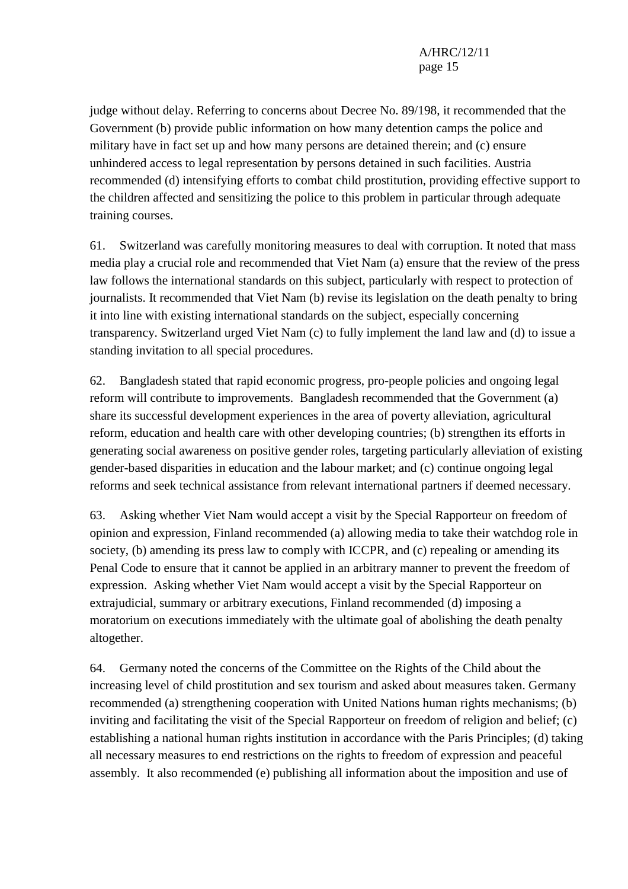judge without delay. Referring to concerns about Decree No. 89/198, it recommended that the Government (b) provide public information on how many detention camps the police and military have in fact set up and how many persons are detained therein; and (c) ensure unhindered access to legal representation by persons detained in such facilities. Austria recommended (d) intensifying efforts to combat child prostitution, providing effective support to the children affected and sensitizing the police to this problem in particular through adequate training courses.

61. Switzerland was carefully monitoring measures to deal with corruption. It noted that mass media play a crucial role and recommended that Viet Nam (a) ensure that the review of the press law follows the international standards on this subject, particularly with respect to protection of journalists. It recommended that Viet Nam (b) revise its legislation on the death penalty to bring it into line with existing international standards on the subject, especially concerning transparency. Switzerland urged Viet Nam (c) to fully implement the land law and (d) to issue a standing invitation to all special procedures.

62. Bangladesh stated that rapid economic progress, pro-people policies and ongoing legal reform will contribute to improvements. Bangladesh recommended that the Government (a) share its successful development experiences in the area of poverty alleviation, agricultural reform, education and health care with other developing countries; (b) strengthen its efforts in generating social awareness on positive gender roles, targeting particularly alleviation of existing gender-based disparities in education and the labour market; and (c) continue ongoing legal reforms and seek technical assistance from relevant international partners if deemed necessary.

63. Asking whether Viet Nam would accept a visit by the Special Rapporteur on freedom of opinion and expression, Finland recommended (a) allowing media to take their watchdog role in society, (b) amending its press law to comply with ICCPR, and (c) repealing or amending its Penal Code to ensure that it cannot be applied in an arbitrary manner to prevent the freedom of expression. Asking whether Viet Nam would accept a visit by the Special Rapporteur on extrajudicial, summary or arbitrary executions, Finland recommended (d) imposing a moratorium on executions immediately with the ultimate goal of abolishing the death penalty altogether.

64. Germany noted the concerns of the Committee on the Rights of the Child about the increasing level of child prostitution and sex tourism and asked about measures taken. Germany recommended (a) strengthening cooperation with United Nations human rights mechanisms; (b) inviting and facilitating the visit of the Special Rapporteur on freedom of religion and belief; (c) establishing a national human rights institution in accordance with the Paris Principles; (d) taking all necessary measures to end restrictions on the rights to freedom of expression and peaceful assembly. It also recommended (e) publishing all information about the imposition and use of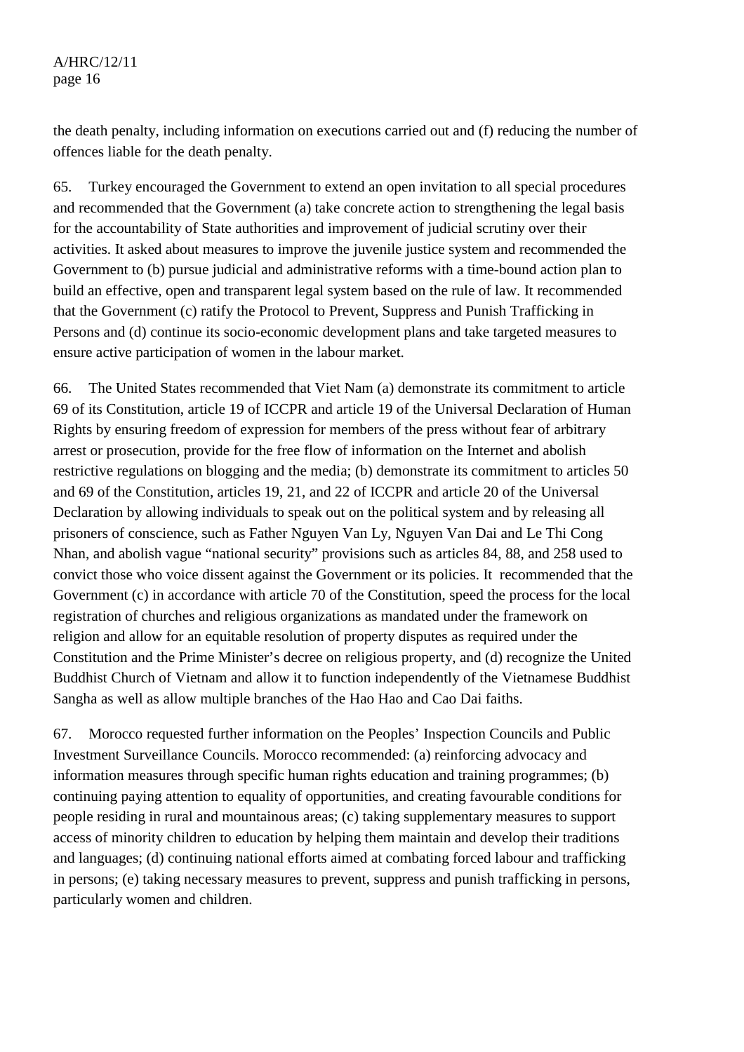the death penalty, including information on executions carried out and (f) reducing the number of offences liable for the death penalty.

65. Turkey encouraged the Government to extend an open invitation to all special procedures and recommended that the Government (a) take concrete action to strengthening the legal basis for the accountability of State authorities and improvement of judicial scrutiny over their activities. It asked about measures to improve the juvenile justice system and recommended the Government to (b) pursue judicial and administrative reforms with a time-bound action plan to build an effective, open and transparent legal system based on the rule of law. It recommended that the Government (c) ratify the Protocol to Prevent, Suppress and Punish Trafficking in Persons and (d) continue its socio-economic development plans and take targeted measures to ensure active participation of women in the labour market.

66. The United States recommended that Viet Nam (a) demonstrate its commitment to article 69 of its Constitution, article 19 of ICCPR and article 19 of the Universal Declaration of Human Rights by ensuring freedom of expression for members of the press without fear of arbitrary arrest or prosecution, provide for the free flow of information on the Internet and abolish restrictive regulations on blogging and the media; (b) demonstrate its commitment to articles 50 and 69 of the Constitution, articles 19, 21, and 22 of ICCPR and article 20 of the Universal Declaration by allowing individuals to speak out on the political system and by releasing all prisoners of conscience, such as Father Nguyen Van Ly, Nguyen Van Dai and Le Thi Cong Nhan, and abolish vague "national security" provisions such as articles 84, 88, and 258 used to convict those who voice dissent against the Government or its policies. It recommended that the Government (c) in accordance with article 70 of the Constitution, speed the process for the local registration of churches and religious organizations as mandated under the framework on religion and allow for an equitable resolution of property disputes as required under the Constitution and the Prime Minister's decree on religious property, and (d) recognize the United Buddhist Church of Vietnam and allow it to function independently of the Vietnamese Buddhist Sangha as well as allow multiple branches of the Hao Hao and Cao Dai faiths.

67. Morocco requested further information on the Peoples' Inspection Councils and Public Investment Surveillance Councils. Morocco recommended: (a) reinforcing advocacy and information measures through specific human rights education and training programmes; (b) continuing paying attention to equality of opportunities, and creating favourable conditions for people residing in rural and mountainous areas; (c) taking supplementary measures to support access of minority children to education by helping them maintain and develop their traditions and languages; (d) continuing national efforts aimed at combating forced labour and trafficking in persons; (e) taking necessary measures to prevent, suppress and punish trafficking in persons, particularly women and children.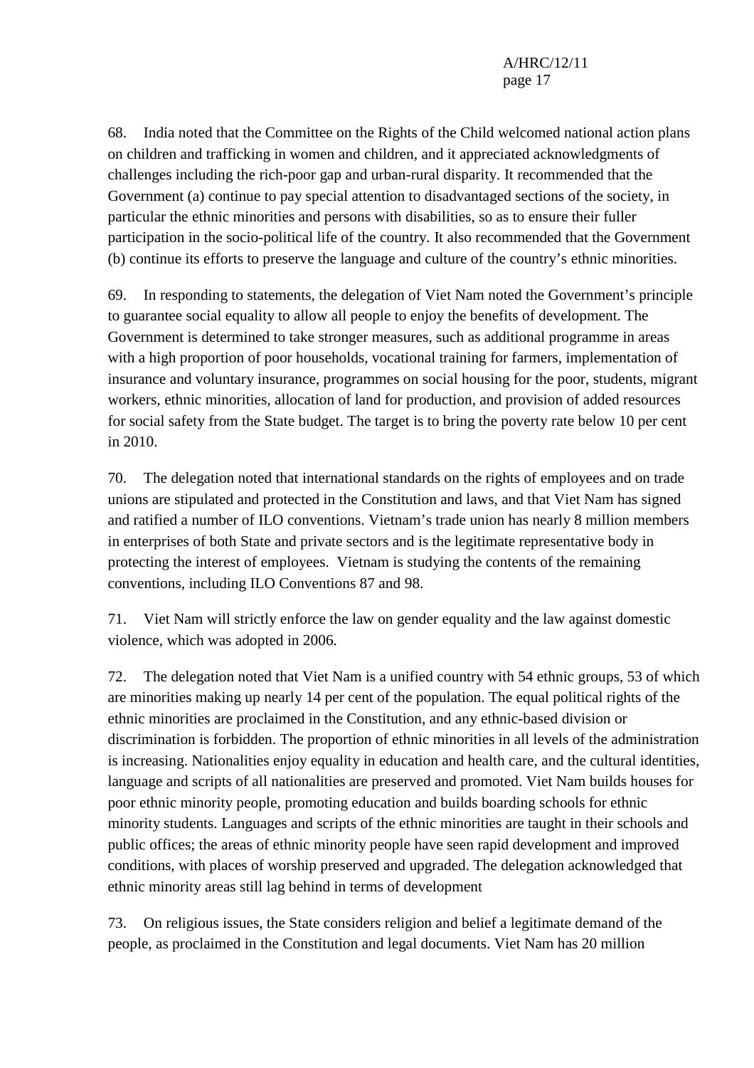68. India noted that the Committee on the Rights of the Child welcomed national action plans on children and trafficking in women and children, and it appreciated acknowledgments of challenges including the rich-poor gap and urban-rural disparity. It recommended that the Government (a) continue to pay special attention to disadvantaged sections of the society, in particular the ethnic minorities and persons with disabilities, so as to ensure their fuller participation in the socio-political life of the country. It also recommended that the Government (b) continue its efforts to preserve the language and culture of the country's ethnic minorities.

69. In responding to statements, the delegation of Viet Nam noted the Government's principle to guarantee social equality to allow all people to enjoy the benefits of development. The Government is determined to take stronger measures, such as additional programme in areas with a high proportion of poor households, vocational training for farmers, implementation of insurance and voluntary insurance, programmes on social housing for the poor, students, migrant workers, ethnic minorities, allocation of land for production, and provision of added resources for social safety from the State budget. The target is to bring the poverty rate below 10 per cent in 2010.

70. The delegation noted that international standards on the rights of employees and on trade unions are stipulated and protected in the Constitution and laws, and that Viet Nam has signed and ratified a number of ILO conventions. Vietnam's trade union has nearly 8 million members in enterprises of both State and private sectors and is the legitimate representative body in protecting the interest of employees. Vietnam is studying the contents of the remaining conventions, including ILO Conventions 87 and 98.

71. Viet Nam will strictly enforce the law on gender equality and the law against domestic violence, which was adopted in 2006.

72. The delegation noted that Viet Nam is a unified country with 54 ethnic groups, 53 of which are minorities making up nearly 14 per cent of the population. The equal political rights of the ethnic minorities are proclaimed in the Constitution, and any ethnic-based division or discrimination is forbidden. The proportion of ethnic minorities in all levels of the administration is increasing. Nationalities enjoy equality in education and health care, and the cultural identities, language and scripts of all nationalities are preserved and promoted. Viet Nam builds houses for poor ethnic minority people, promoting education and builds boarding schools for ethnic minority students. Languages and scripts of the ethnic minorities are taught in their schools and public offices; the areas of ethnic minority people have seen rapid development and improved conditions, with places of worship preserved and upgraded. The delegation acknowledged that ethnic minority areas still lag behind in terms of development

73. On religious issues, the State considers religion and belief a legitimate demand of the people, as proclaimed in the Constitution and legal documents. Viet Nam has 20 million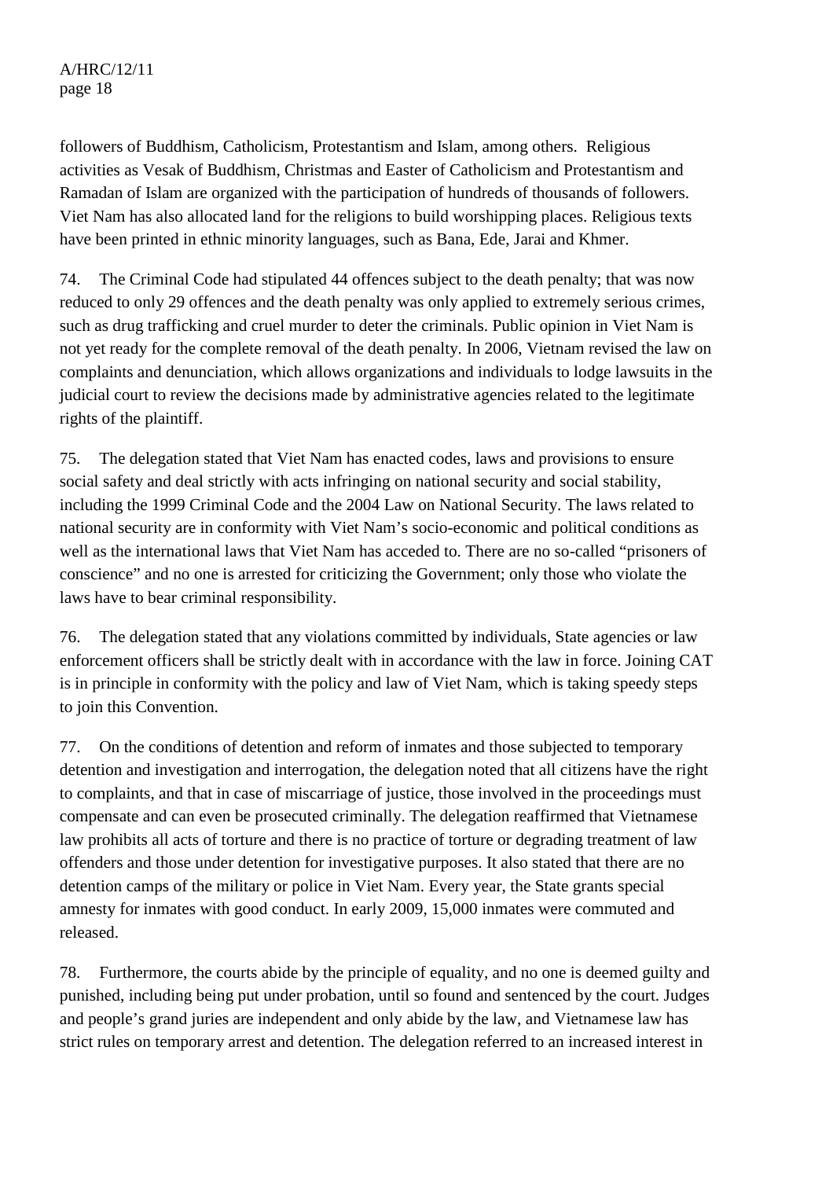followers of Buddhism, Catholicism, Protestantism and Islam, among others. Religious activities as Vesak of Buddhism, Christmas and Easter of Catholicism and Protestantism and Ramadan of Islam are organized with the participation of hundreds of thousands of followers. Viet Nam has also allocated land for the religions to build worshipping places. Religious texts have been printed in ethnic minority languages, such as Bana, Ede, Jarai and Khmer.

74. The Criminal Code had stipulated 44 offences subject to the death penalty; that was now reduced to only 29 offences and the death penalty was only applied to extremely serious crimes, such as drug trafficking and cruel murder to deter the criminals. Public opinion in Viet Nam is not yet ready for the complete removal of the death penalty. In 2006, Vietnam revised the law on complaints and denunciation, which allows organizations and individuals to lodge lawsuits in the judicial court to review the decisions made by administrative agencies related to the legitimate rights of the plaintiff.

75. The delegation stated that Viet Nam has enacted codes, laws and provisions to ensure social safety and deal strictly with acts infringing on national security and social stability, including the 1999 Criminal Code and the 2004 Law on National Security. The laws related to national security are in conformity with Viet Nam's socio-economic and political conditions as well as the international laws that Viet Nam has acceded to. There are no so-called "prisoners of conscience" and no one is arrested for criticizing the Government; only those who violate the laws have to bear criminal responsibility.

76. The delegation stated that any violations committed by individuals, State agencies or law enforcement officers shall be strictly dealt with in accordance with the law in force. Joining CAT is in principle in conformity with the policy and law of Viet Nam, which is taking speedy steps to join this Convention.

77. On the conditions of detention and reform of inmates and those subjected to temporary detention and investigation and interrogation, the delegation noted that all citizens have the right to complaints, and that in case of miscarriage of justice, those involved in the proceedings must compensate and can even be prosecuted criminally. The delegation reaffirmed that Vietnamese law prohibits all acts of torture and there is no practice of torture or degrading treatment of law offenders and those under detention for investigative purposes. It also stated that there are no detention camps of the military or police in Viet Nam. Every year, the State grants special amnesty for inmates with good conduct. In early 2009, 15,000 inmates were commuted and released.

78. Furthermore, the courts abide by the principle of equality, and no one is deemed guilty and punished, including being put under probation, until so found and sentenced by the court. Judges and people's grand juries are independent and only abide by the law, and Vietnamese law has strict rules on temporary arrest and detention. The delegation referred to an increased interest in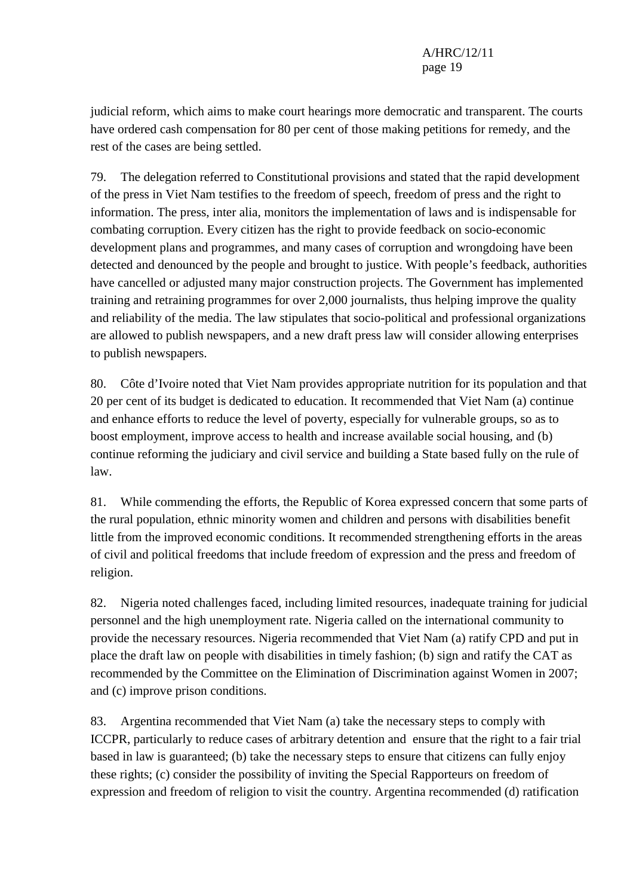judicial reform, which aims to make court hearings more democratic and transparent. The courts have ordered cash compensation for 80 per cent of those making petitions for remedy, and the rest of the cases are being settled.

79. The delegation referred to Constitutional provisions and stated that the rapid development of the press in Viet Nam testifies to the freedom of speech, freedom of press and the right to information. The press, inter alia, monitors the implementation of laws and is indispensable for combating corruption. Every citizen has the right to provide feedback on socio-economic development plans and programmes, and many cases of corruption and wrongdoing have been detected and denounced by the people and brought to justice. With people's feedback, authorities have cancelled or adjusted many major construction projects. The Government has implemented training and retraining programmes for over 2,000 journalists, thus helping improve the quality and reliability of the media. The law stipulates that socio-political and professional organizations are allowed to publish newspapers, and a new draft press law will consider allowing enterprises to publish newspapers.

80. Côte d'Ivoire noted that Viet Nam provides appropriate nutrition for its population and that 20 per cent of its budget is dedicated to education. It recommended that Viet Nam (a) continue and enhance efforts to reduce the level of poverty, especially for vulnerable groups, so as to boost employment, improve access to health and increase available social housing, and (b) continue reforming the judiciary and civil service and building a State based fully on the rule of law.

81. While commending the efforts, the Republic of Korea expressed concern that some parts of the rural population, ethnic minority women and children and persons with disabilities benefit little from the improved economic conditions. It recommended strengthening efforts in the areas of civil and political freedoms that include freedom of expression and the press and freedom of religion.

82. Nigeria noted challenges faced, including limited resources, inadequate training for judicial personnel and the high unemployment rate. Nigeria called on the international community to provide the necessary resources. Nigeria recommended that Viet Nam (a) ratify CPD and put in place the draft law on people with disabilities in timely fashion; (b) sign and ratify the CAT as recommended by the Committee on the Elimination of Discrimination against Women in 2007; and (c) improve prison conditions.

83. Argentina recommended that Viet Nam (a) take the necessary steps to comply with ICCPR, particularly to reduce cases of arbitrary detention and ensure that the right to a fair trial based in law is guaranteed; (b) take the necessary steps to ensure that citizens can fully enjoy these rights; (c) consider the possibility of inviting the Special Rapporteurs on freedom of expression and freedom of religion to visit the country. Argentina recommended (d) ratification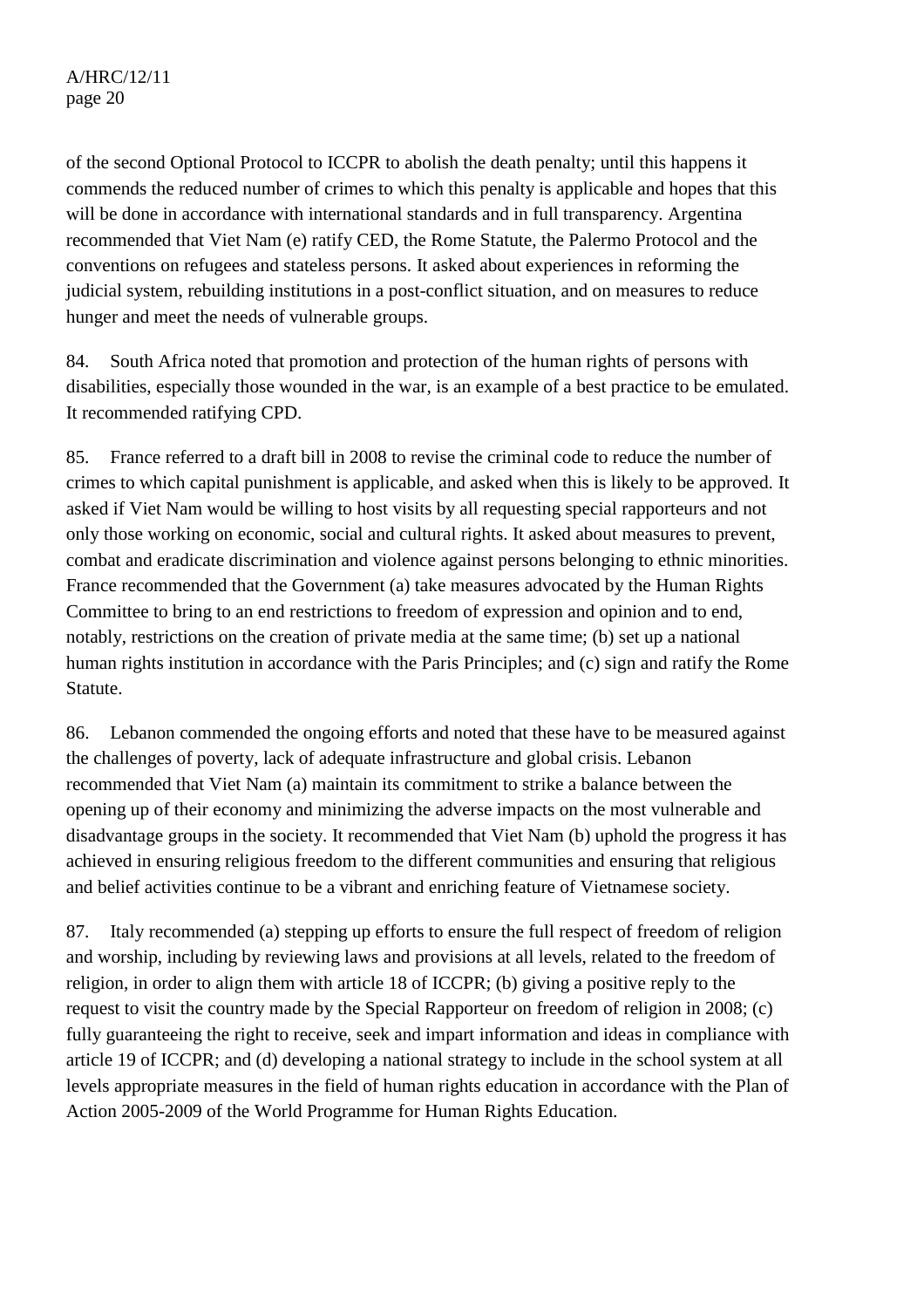of the second Optional Protocol to ICCPR to abolish the death penalty; until this happens it commends the reduced number of crimes to which this penalty is applicable and hopes that this will be done in accordance with international standards and in full transparency. Argentina recommended that Viet Nam (e) ratify CED, the Rome Statute, the Palermo Protocol and the conventions on refugees and stateless persons. It asked about experiences in reforming the judicial system, rebuilding institutions in a post-conflict situation, and on measures to reduce hunger and meet the needs of vulnerable groups.

84. South Africa noted that promotion and protection of the human rights of persons with disabilities, especially those wounded in the war, is an example of a best practice to be emulated. It recommended ratifying CPD.

85. France referred to a draft bill in 2008 to revise the criminal code to reduce the number of crimes to which capital punishment is applicable, and asked when this is likely to be approved. It asked if Viet Nam would be willing to host visits by all requesting special rapporteurs and not only those working on economic, social and cultural rights. It asked about measures to prevent, combat and eradicate discrimination and violence against persons belonging to ethnic minorities. France recommended that the Government (a) take measures advocated by the Human Rights Committee to bring to an end restrictions to freedom of expression and opinion and to end, notably, restrictions on the creation of private media at the same time; (b) set up a national human rights institution in accordance with the Paris Principles; and (c) sign and ratify the Rome Statute.

86. Lebanon commended the ongoing efforts and noted that these have to be measured against the challenges of poverty, lack of adequate infrastructure and global crisis. Lebanon recommended that Viet Nam (a) maintain its commitment to strike a balance between the opening up of their economy and minimizing the adverse impacts on the most vulnerable and disadvantage groups in the society. It recommended that Viet Nam (b) uphold the progress it has achieved in ensuring religious freedom to the different communities and ensuring that religious and belief activities continue to be a vibrant and enriching feature of Vietnamese society.

87. Italy recommended (a) stepping up efforts to ensure the full respect of freedom of religion and worship, including by reviewing laws and provisions at all levels, related to the freedom of religion, in order to align them with article 18 of ICCPR; (b) giving a positive reply to the request to visit the country made by the Special Rapporteur on freedom of religion in 2008; (c) fully guaranteeing the right to receive, seek and impart information and ideas in compliance with article 19 of ICCPR; and (d) developing a national strategy to include in the school system at all levels appropriate measures in the field of human rights education in accordance with the Plan of Action 2005-2009 of the World Programme for Human Rights Education.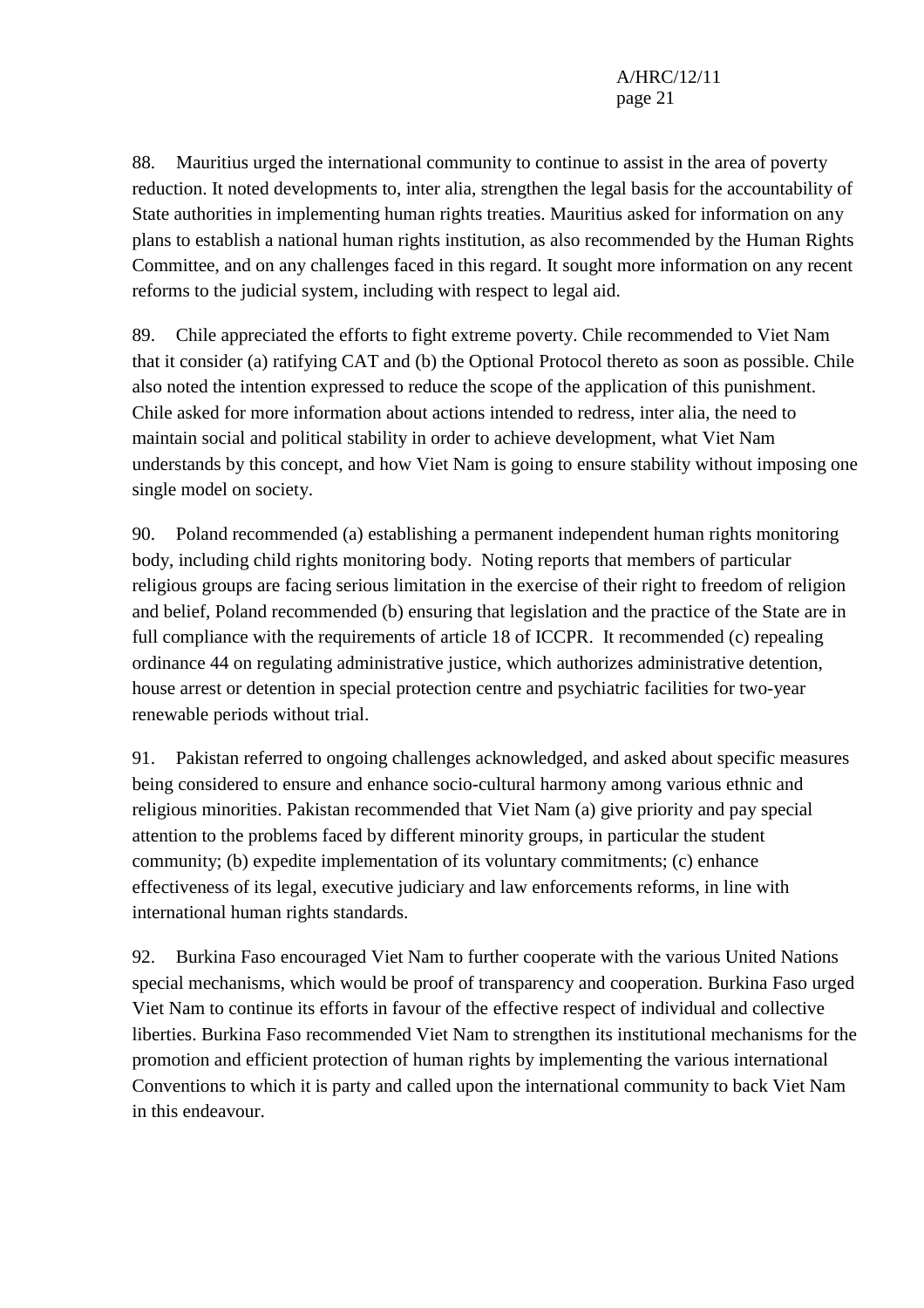88. Mauritius urged the international community to continue to assist in the area of poverty reduction. It noted developments to, inter alia, strengthen the legal basis for the accountability of State authorities in implementing human rights treaties. Mauritius asked for information on any plans to establish a national human rights institution, as also recommended by the Human Rights Committee, and on any challenges faced in this regard. It sought more information on any recent reforms to the judicial system, including with respect to legal aid.

89. Chile appreciated the efforts to fight extreme poverty. Chile recommended to Viet Nam that it consider (a) ratifying CAT and (b) the Optional Protocol thereto as soon as possible. Chile also noted the intention expressed to reduce the scope of the application of this punishment. Chile asked for more information about actions intended to redress, inter alia, the need to maintain social and political stability in order to achieve development, what Viet Nam understands by this concept, and how Viet Nam is going to ensure stability without imposing one single model on society.

90. Poland recommended (a) establishing a permanent independent human rights monitoring body, including child rights monitoring body. Noting reports that members of particular religious groups are facing serious limitation in the exercise of their right to freedom of religion and belief, Poland recommended (b) ensuring that legislation and the practice of the State are in full compliance with the requirements of article 18 of ICCPR. It recommended (c) repealing ordinance 44 on regulating administrative justice, which authorizes administrative detention, house arrest or detention in special protection centre and psychiatric facilities for two-year renewable periods without trial.

91. Pakistan referred to ongoing challenges acknowledged, and asked about specific measures being considered to ensure and enhance socio-cultural harmony among various ethnic and religious minorities. Pakistan recommended that Viet Nam (a) give priority and pay special attention to the problems faced by different minority groups, in particular the student community; (b) expedite implementation of its voluntary commitments; (c) enhance effectiveness of its legal, executive judiciary and law enforcements reforms, in line with international human rights standards.

92. Burkina Faso encouraged Viet Nam to further cooperate with the various United Nations special mechanisms, which would be proof of transparency and cooperation. Burkina Faso urged Viet Nam to continue its efforts in favour of the effective respect of individual and collective liberties. Burkina Faso recommended Viet Nam to strengthen its institutional mechanisms for the promotion and efficient protection of human rights by implementing the various international Conventions to which it is party and called upon the international community to back Viet Nam in this endeavour.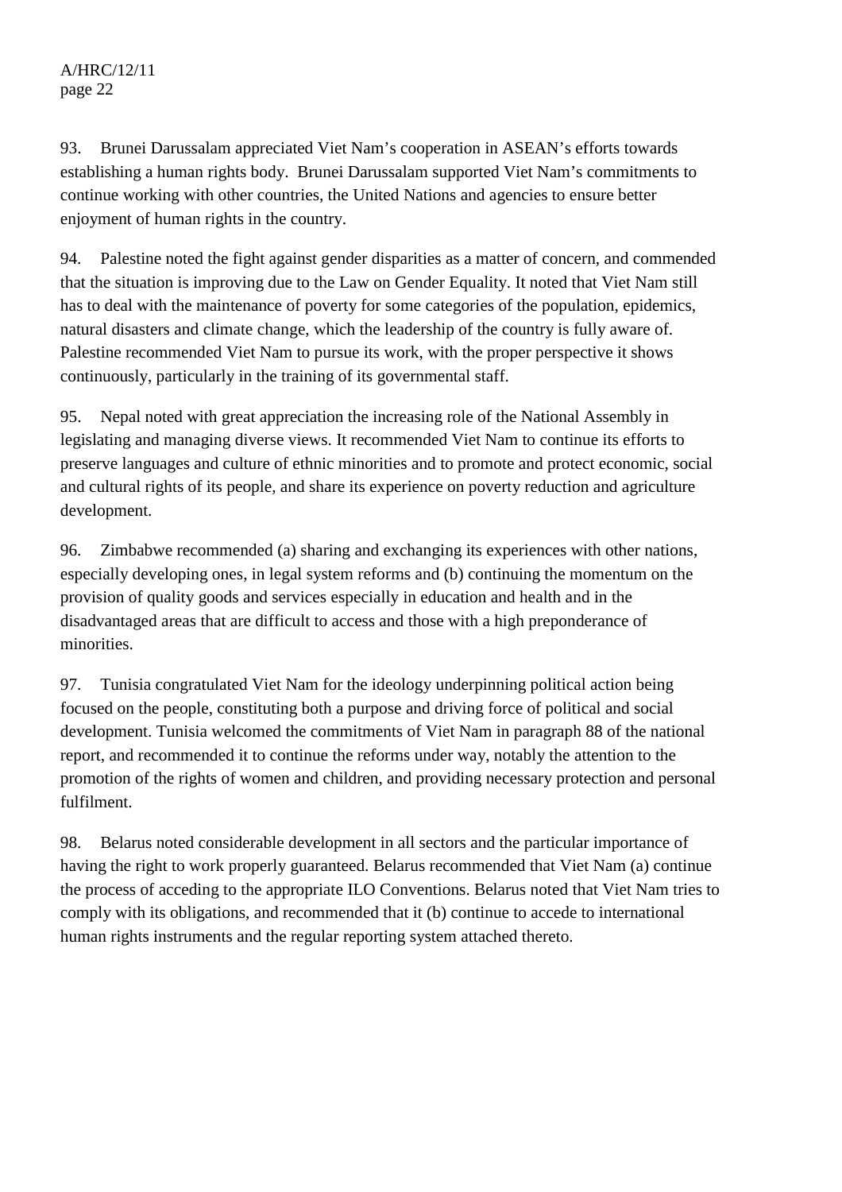93. Brunei Darussalam appreciated Viet Nam's cooperation in ASEAN's efforts towards establishing a human rights body. Brunei Darussalam supported Viet Nam's commitments to continue working with other countries, the United Nations and agencies to ensure better enjoyment of human rights in the country.

94. Palestine noted the fight against gender disparities as a matter of concern, and commended that the situation is improving due to the Law on Gender Equality. It noted that Viet Nam still has to deal with the maintenance of poverty for some categories of the population, epidemics, natural disasters and climate change, which the leadership of the country is fully aware of. Palestine recommended Viet Nam to pursue its work, with the proper perspective it shows continuously, particularly in the training of its governmental staff.

95. Nepal noted with great appreciation the increasing role of the National Assembly in legislating and managing diverse views. It recommended Viet Nam to continue its efforts to preserve languages and culture of ethnic minorities and to promote and protect economic, social and cultural rights of its people, and share its experience on poverty reduction and agriculture development.

96. Zimbabwe recommended (a) sharing and exchanging its experiences with other nations, especially developing ones, in legal system reforms and (b) continuing the momentum on the provision of quality goods and services especially in education and health and in the disadvantaged areas that are difficult to access and those with a high preponderance of minorities.

97. Tunisia congratulated Viet Nam for the ideology underpinning political action being focused on the people, constituting both a purpose and driving force of political and social development. Tunisia welcomed the commitments of Viet Nam in paragraph 88 of the national report, and recommended it to continue the reforms under way, notably the attention to the promotion of the rights of women and children, and providing necessary protection and personal fulfilment.

98. Belarus noted considerable development in all sectors and the particular importance of having the right to work properly guaranteed. Belarus recommended that Viet Nam (a) continue the process of acceding to the appropriate ILO Conventions. Belarus noted that Viet Nam tries to comply with its obligations, and recommended that it (b) continue to accede to international human rights instruments and the regular reporting system attached thereto.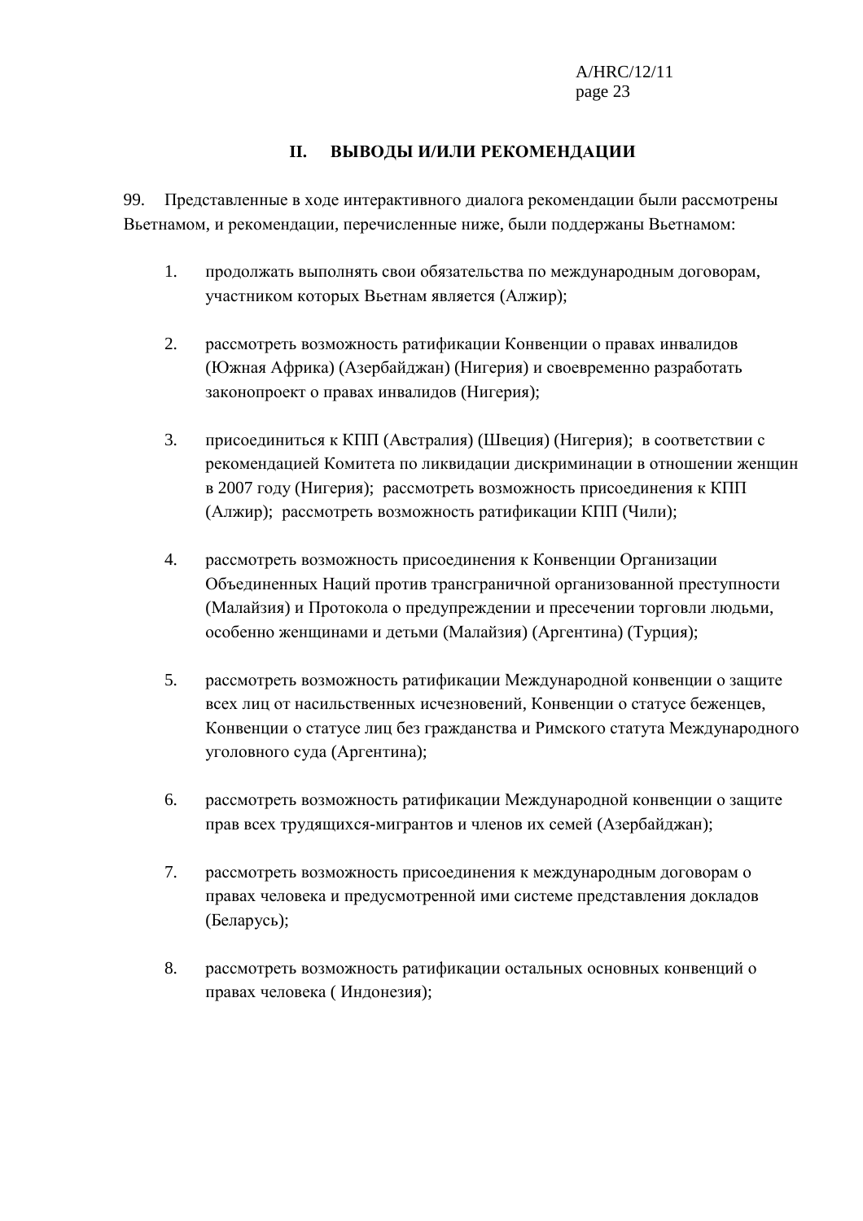## II. ВЫВОДЫ И/ИЛИ РЕКОМЕНДАЦИИ

99. Представленные в ходе интерактивного диалога рекомендации были рассмотрены Вьетнамом, и рекомендации, перечисленные ниже, были поддержаны Вьетнамом:

1. продолжать выполнять свои обязательства по международным договорам, участником которых Вьетнам является (Алжир);

2. рассмотреть возможность ратификации Конвенции о правах инвалидов (Южная Африка) (Азербайджан) (Нигерия) и своевременно разработать законопроект о правах инвалидов (Нигерия);

3. присоединиться к КПП (Австралия) (Швеция) (Нигерия); в соответствии с рекомендацией Комитета по ликвидации дискриминации в отношении женщин в 2007 году (Нигерия); рассмотреть возможность присоединения к КПП (Алжир); рассмотреть возможность ратификации КПП (Чили);

4. рассмотреть возможность присоединения к Конвенции Организации Объединенных Наций против трансграничной организованной преступности (Малайзия) и Протокола о предупреждении и пресечении торговли людьми, особенно женщинами и детьми (Малайзия) (Аргентина) (Турция);

5. рассмотреть возможность ратификации Международной конвенции о защите всех лиц от насильственных исчезновений, Конвенции о статусе беженцев, Конвенции о статусе лиц без гражданства и Римского статута Международного уголовного суда (Аргентина);

6. рассмотреть возможность ратификации Международной конвенции о защите прав всех трудящихся-мигрантов и членов их семей (Азербайджан);

7. рассмотреть возможность присоединения к международным договорам о правах человека и предусмотренной ими системе представления докладов (Беларусь);

8. рассмотреть возможность ратификации остальных основных конвенций о правах человека ( Индонезия);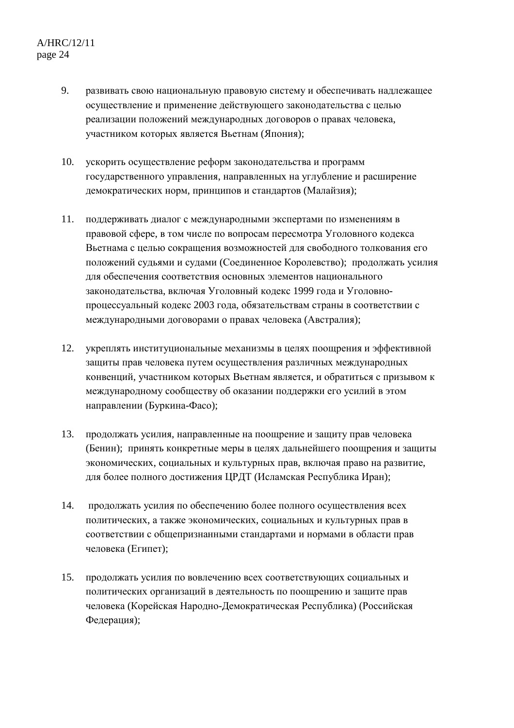9. развивать свою национальную правовую систему и обеспечивать надлежащее осуществление и применение действующего законодательства с целью реализации положений международных договоров о правах человека, участником которых является Вьетнам (Япония);

10. ускорить осуществление реформ законодательства и программ государственного управления, направленных на углубление и расширение демократических норм, принципов и стандартов (Малайзия);

11. поддерживать диалог с международными экспертами по изменениям в правовой сфере, в том числе по вопросам пересмотра Уголовного кодекса Вьетнама с целью сокращения возможностей для свободного толкования его положений судьями и судами (Соединенное Королевство); продолжать усилия для обеспечения соответствия основных элементов национального законодательства, включая Уголовный кодекс 1999 года и Уголовно-процессуальный кодекс 2003 года, обязательствам страны в соответствии с международными договорами о правах человека (Австралия);

12. укреплять институциональные механизмы в целях поощрения и эффективной защиты прав человека путем осуществления различных международных конвенций, участником которых Вьетнам является, и обратиться с призывом к международному сообществу об оказании поддержки его усилий в этом направлении (Буркина-Фасо);

13. продолжать усилия, направленные на поощрение и защиту прав человека (Бенин); принять конкретные меры в целях дальнейшего поощрения и защиты экономических, социальных и культурных прав, включая право на развитие, для более полного достижения ЦРДТ (Исламская Республика Иран);

14. продолжать усилия по обеспечению более полного осуществления всех политических, а также экономических, социальных и культурных прав в соответствии с общепризнанными стандартами и нормами в области прав человека (Египет);

15. продолжать усилия по вовлечению всех соответствующих социальных и политических организаций в деятельность по поощрению и защите прав человека (Корейская Народно-Демократическая Республика) (Российская Федерация);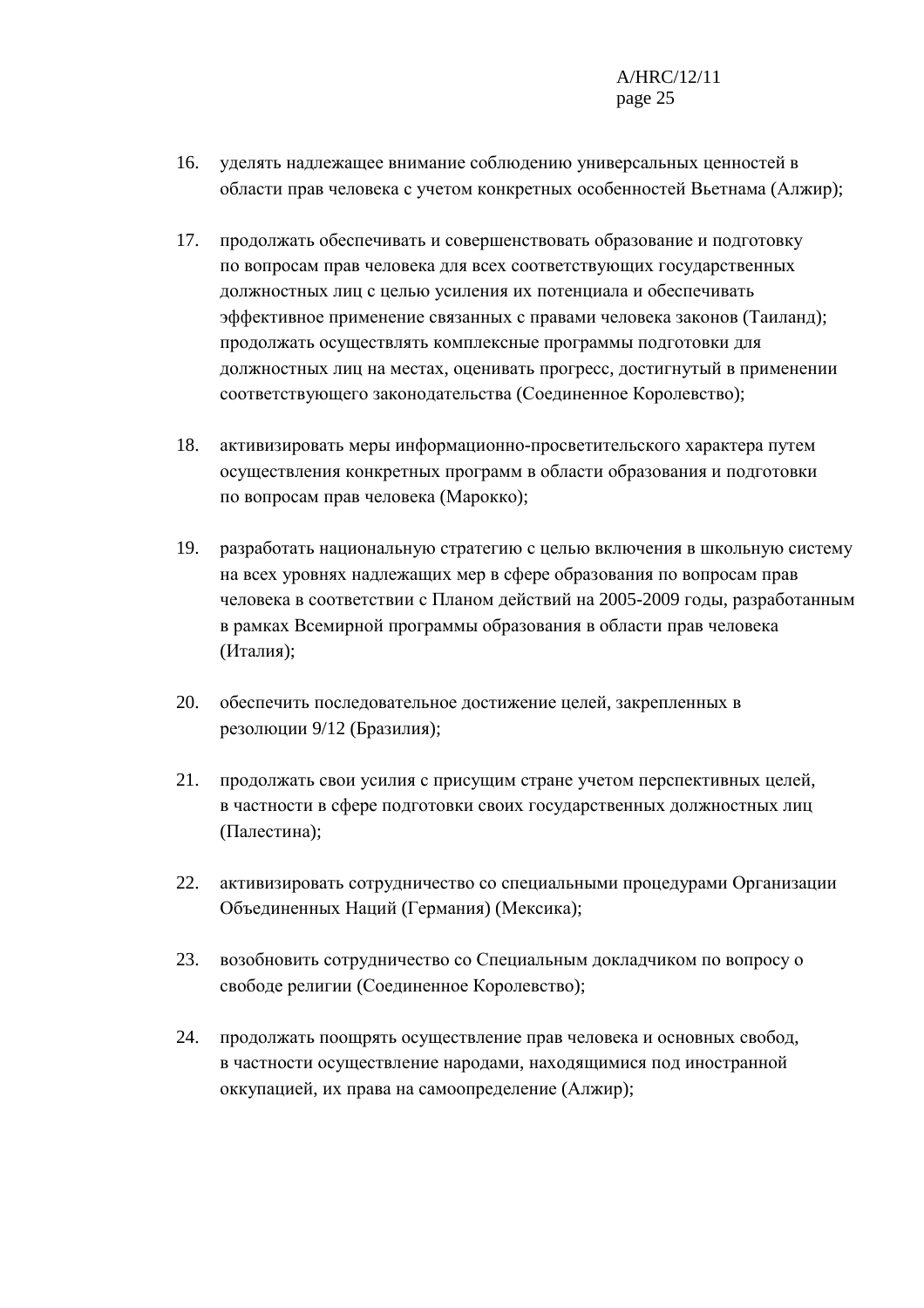16. уделять надлежащее внимание соблюдению универсальных ценностей в области прав человека с учетом конкретных особенностей Вьетнама (Алжир);

17. продолжать обеспечивать и совершенствовать образование и подготовку по вопросам прав человека для всех соответствующих государственных должностных лиц с целью усиления их потенциала и обеспечивать эффективное применение связанных с правами человека законов (Таиланд); продолжать осуществлять комплексные программы подготовки для должностных лиц на местах, оценивать прогресс, достигнутый в применении соответствующего законодательства (Соединенное Королевство);

18. активизировать меры информационно-просветительского характера путем осуществления конкретных программ в области образования и подготовки по вопросам прав человека (Марокко);

19. разработать национальную стратегию с целью включения в школьную систему на всех уровнях надлежащих мер в сфере образования по вопросам прав человека в соответствии с Планом действий на 2005-2009 годы, разработанным в рамках Всемирной программы образования в области прав человека (Италия);

20. обеспечить последовательное достижение целей, закрепленных в резолюции 9/12 (Бразилия);

21. продолжать свои усилия с присущим стране учетом перспективных целей, в частности в сфере подготовки своих государственных должностных лиц (Палестина);

22. активизировать сотрудничество со специальными процедурами Организации Объединенных Наций (Германия) (Мексика);

23. возобновить сотрудничество со Специальным докладчиком по вопросу о свободе религии (Соединенное Королевство);

24. продолжать поощрять осуществление прав человека и основных свобод, в частности осуществление народами, находящимися под иностранной оккупацией, их права на самоопределение (Алжир);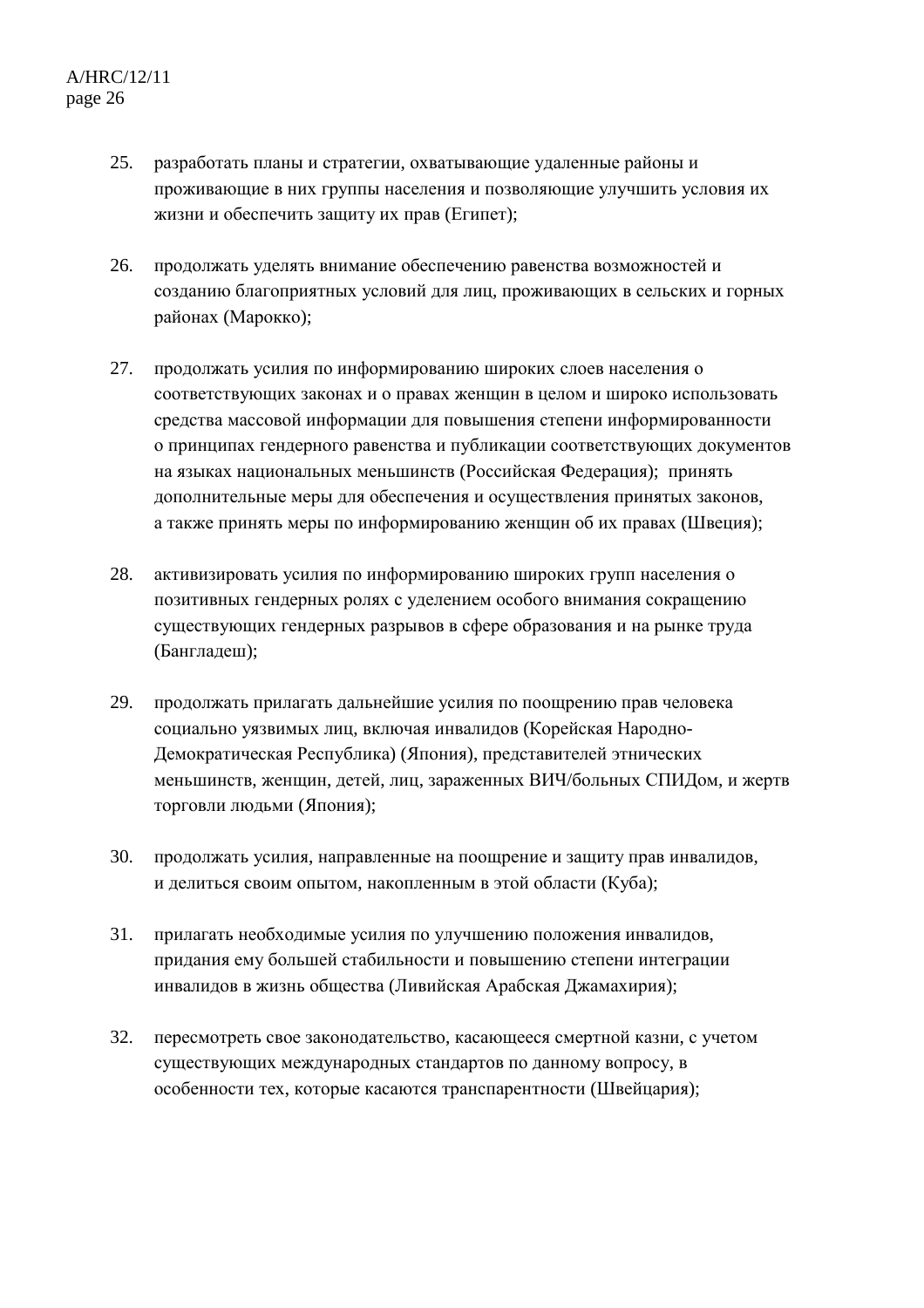25. разработать планы и стратегии, охватывающие удаленные районы и проживающие в них группы населения и позволяющие улучшить условия их жизни и обеспечить защиту их прав (Египет);

26. продолжать уделять внимание обеспечению равенства возможностей и созданию благоприятных условий для лиц, проживающих в сельских и горных районах (Марокко);

27. продолжать усилия по информированию широких слоев населения о соответствующих законах и о правах женщин в целом и широко использовать средства массовой информации для повышения степени информированности о принципах гендерного равенства и публикации соответствующих документов на языках национальных меньшинств (Российская Федерация); принять дополнительные меры для обеспечения и осуществления принятых законов, а также принять меры по информированию женщин об их правах (Швеция);

28. активизировать усилия по информированию широких групп населения о позитивных гендерных ролях с уделением особого внимания сокращению существующих гендерных разрывов в сфере образования и на рынке труда (Бангладеш);

29. продолжать прилагать дальнейшие усилия по поощрению прав человека социально уязвимых лиц, включая инвалидов (Корейская Народно-Демократическая Республика) (Япония), представителей этнических меньшинств, женщин, детей, лиц, зараженных ВИЧ/больных СПИДом, и жертв торговли людьми (Япония);

30. продолжать усилия, направленные на поощрение и защиту прав инвалидов, и делиться своим опытом, накопленным в этой области (Куба);

31. прилагать необходимые усилия по улучшению положения инвалидов, придания ему большей стабильности и повышению степени интеграции инвалидов в жизнь общества (Ливийская Арабская Джамахирия);

32. пересмотреть свое законодательство, касающееся смертной казни, с учетом существующих международных стандартов по данному вопросу, в особенности тех, которые касаются транспарентности (Швейцария);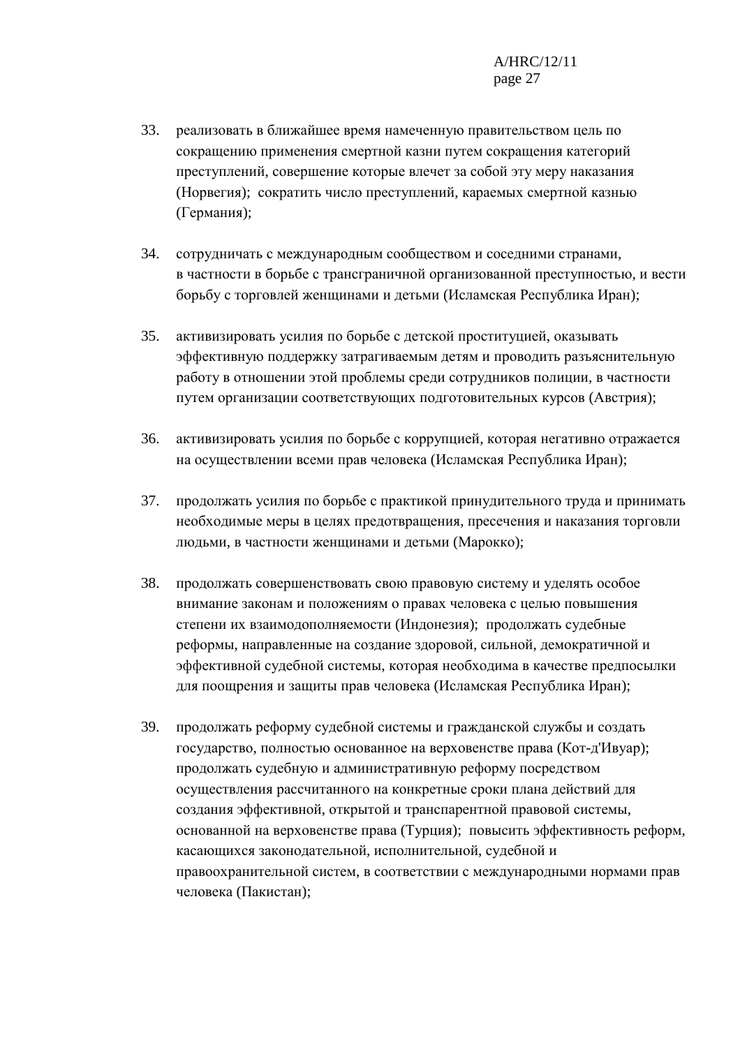33. реализовать в ближайшее время намеченную правительством цель по сокращению применения смертной казни путем сокращения категорий преступлений, совершение которые влечет за собой эту меру наказания (Норвегия); сократить число преступлений, караемых смертной казнью (Германия);

34. сотрудничать с международным сообществом и соседними странами, в частности в борьбе с трансграничной организованной преступностью, и вести борьбу с торговлей женщинами и детьми (Исламская Республика Иран);

35. активизировать усилия по борьбе с детской проституцией, оказывать эффективную поддержку затрагиваемым детям и проводить разъяснительную работу в отношении этой проблемы среди сотрудников полиции, в частности путем организации соответствующих подготовительных курсов (Австрия);

36. активизировать усилия по борьбе с коррупцией, которая негативно отражается на осуществлении всеми прав человека (Исламская Республика Иран);

37. продолжать усилия по борьбе с практикой принудительного труда и принимать необходимые меры в целях предотвращения, пресечения и наказания торговли людьми, в частности женщинами и детьми (Марокко);

38. продолжать совершенствовать свою правовую систему и уделять особое внимание законам и положениям о правах человека с целью повышения степени их взаимодополняемости (Индонезия); продолжать судебные реформы, направленные на создание здоровой, сильной, демократичной и эффективной судебной системы, которая необходима в качестве предпосылки для поощрения и защиты прав человека (Исламская Республика Иран);

39. продолжать реформу судебной системы и гражданской службы и создать государство, полностью основанное на верховенстве права (Кот-д'Ивуар); продолжать судебную и административную реформу посредством осуществления рассчитанного на конкретные сроки плана действий для создания эффективной, открытой и транспарентной правовой системы, основанной на верховенстве права (Турция); повысить эффективность реформ, касающихся законодательной, исполнительной, судебной и правоохранительной систем, в соответствии с международными нормами прав человека (Пакистан);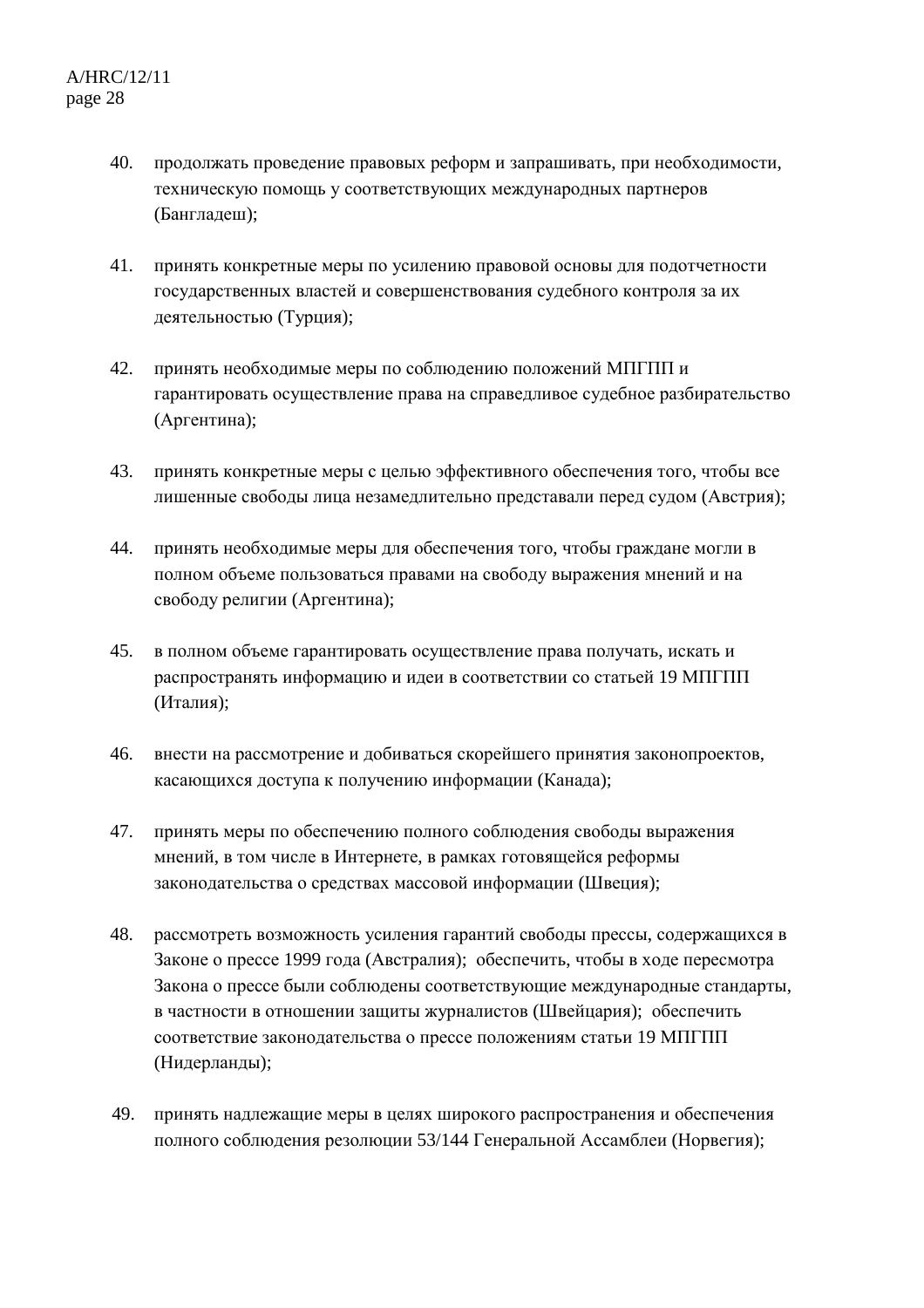40. продолжать проведение правовых реформ и запрашивать, при необходимости, техническую помощь у соответствующих международных партнеров (Бангладеш);

41. принять конкретные меры по усилению правовой основы для подотчетности государственных властей и совершенствования судебного контроля за их деятельностью (Турция);

42. принять необходимые меры по соблюдению положений МПГПП и гарантировать осуществление права на справедливое судебное разбирательство (Аргентина);

43. принять конкретные меры с целью эффективного обеспечения того, чтобы все лишенные свободы лица незамедлительно представали перед судом (Австрия);

44. принять необходимые меры для обеспечения того, чтобы граждане могли в полном объеме пользоваться правами на свободу выражения мнений и на свободу религии (Аргентина);

45. в полном объеме гарантировать осуществление права получать, искать и распространять информацию и идеи в соответствии со статьей 19 МПГПП (Италия);

46. внести на рассмотрение и добиваться скорейшего принятия законопроектов, касающихся доступа к получению информации (Канада);

47. принять меры по обеспечению полного соблюдения свободы выражения мнений, в том числе в Интернете, в рамках готовящейся реформы законодательства о средствах массовой информации (Швеция);

48. рассмотреть возможность усиления гарантий свободы прессы, содержащихся в Законе о прессе 1999 года (Австралия); обеспечить, чтобы в ходе пересмотра Закона о прессе были соблюдены соответствующие международные стандарты, в частности в отношении защиты журналистов (Швейцария); обеспечить соответствие законодательства о прессе положениям статьи 19 МПГПП (Нидерланды);

49. принять надлежащие меры в целях широкого распространения и обеспечения полного соблюдения резолюции 53/144 Генеральной Ассамблеи (Норвегия);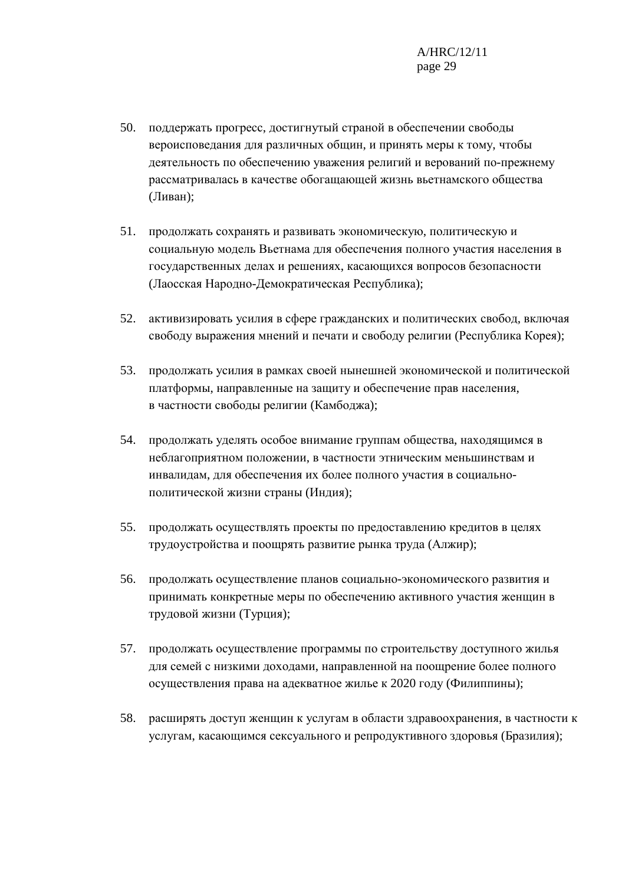50. поддержать прогресс, достигнутый страной в обеспечении свободы вероисповедания для различных общин, и принять меры к тому, чтобы деятельность по обеспечению уважения религий и верований по-прежнему рассматривалась в качестве обогащающей жизнь вьетнамского общества (Ливан);

51. продолжать сохранять и развивать экономическую, политическую и социальную модель Вьетнама для обеспечения полного участия населения в государственных делах и решениях, касающихся вопросов безопасности (Лаосская Народно-Демократическая Республика);

52. активизировать усилия в сфере гражданских и политических свобод, включая свободу выражения мнений и печати и свободу религии (Республика Корея);

53. продолжать усилия в рамках своей нынешней экономической и политической платформы, направленные на защиту и обеспечение прав населения, в частности свободы религии (Камбоджа);

54. продолжать уделять особое внимание группам общества, находящимся в неблагоприятном положении, в частности этническим меньшинствам и инвалидам, для обеспечения их более полного участия в социально-политической жизни страны (Индия);

55. продолжать осуществлять проекты по предоставлению кредитов в целях трудоустройства и поощрять развитие рынка труда (Алжир);

56. продолжать осуществление планов социально-экономического развития и принимать конкретные меры по обеспечению активного участия женщин в трудовой жизни (Турция);

57. продолжать осуществление программы по строительству доступного жилья для семей с низкими доходами, направленной на поощрение более полного осуществления права на адекватное жилье к 2020 году (Филиппины);

58. расширять доступ женщин к услугам в области здравоохранения, в частности к услугам, касающимся сексуального и репродуктивного здоровья (Бразилия);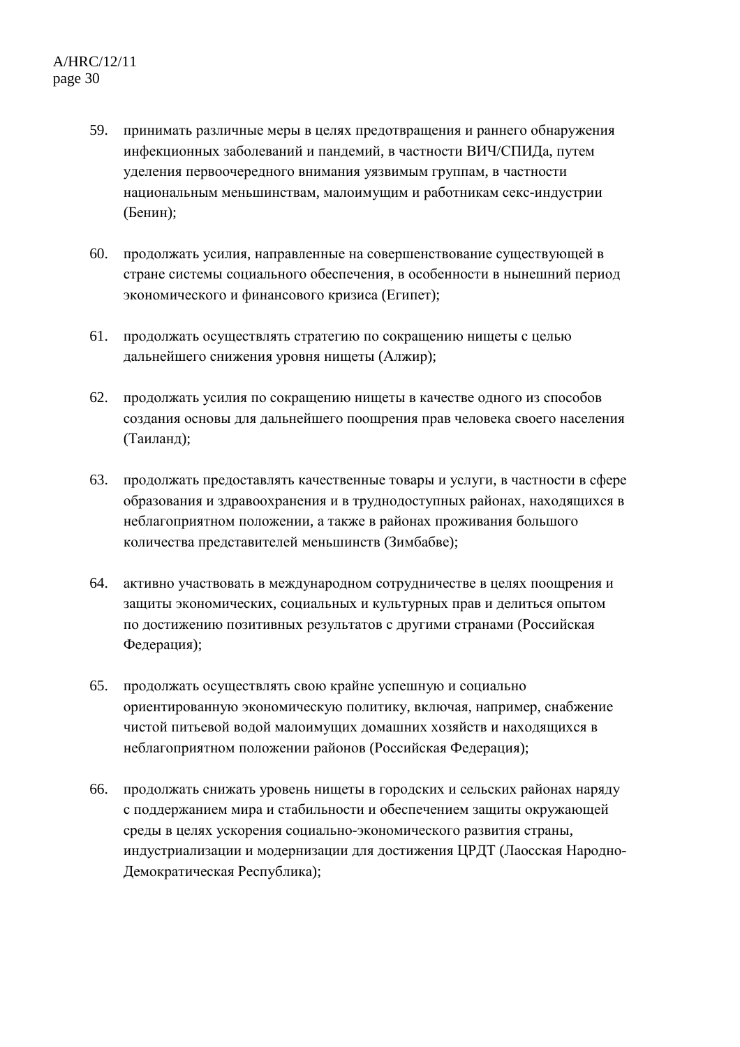59. принимать различные меры в целях предотвращения и раннего обнаружения инфекционных заболеваний и пандемий, в частности ВИЧ/СПИДа, путем уделения первоочередного внимания уязвимым группам, в частности национальным меньшинствам, малоимущим и работникам секс-индустрии (Бенин);

60. продолжать усилия, направленные на совершенствование существующей в стране системы социального обеспечения, в особенности в нынешний период экономического и финансового кризиса (Египет);

61. продолжать осуществлять стратегию по сокращению нищеты с целью дальнейшего снижения уровня нищеты (Алжир);

62. продолжать усилия по сокращению нищеты в качестве одного из способов создания основы для дальнейшего поощрения прав человека своего населения (Таиланд);

63. продолжать предоставлять качественные товары и услуги, в частности в сфере образования и здравоохранения и в труднодоступных районах, находящихся в неблагоприятном положении, а также в районах проживания большого количества представителей меньшинств (Зимбабве);

64. активно участвовать в международном сотрудничестве в целях поощрения и защиты экономических, социальных и культурных прав и делиться опытом по достижению позитивных результатов с другими странами (Российская Федерация);

65. продолжать осуществлять свою крайне успешную и социально ориентированную экономическую политику, включая, например, снабжение чистой питьевой водой малоимущих домашних хозяйств и находящихся в неблагоприятном положении районов (Российская Федерация);

66. продолжать снижать уровень нищеты в городских и сельских районах наряду с поддержанием мира и стабильности и обеспечением защиты окружающей среды в целях ускорения социально-экономического развития страны, индустриализации и модернизации для достижения ЦРДТ (Лаосская Народно-Демократическая Республика);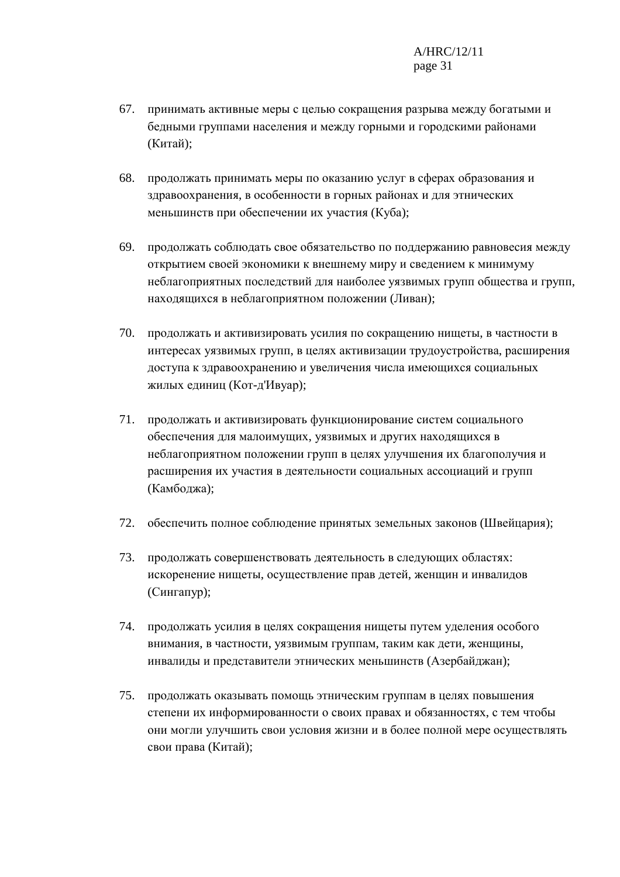67. принимать активные меры с целью сокращения разрыва между богатыми и бедными группами населения и между горными и городскими районами (Китай);

68. продолжать принимать меры по оказанию услуг в сферах образования и здравоохранения, в особенности в горных районах и для этнических меньшинств при обеспечении их участия (Куба);

69. продолжать соблюдать свое обязательство по поддержанию равновесия между открытием своей экономики к внешнему миру и сведением к минимуму неблагоприятных последствий для наиболее уязвимых групп общества и групп, находящихся в неблагоприятном положении (Ливан);

70. продолжать и активизировать усилия по сокращению нищеты, в частности в интересах уязвимых групп, в целях активизации трудоустройства, расширения доступа к здравоохранению и увеличения числа имеющихся социальных жилых единиц (Кот-д'Ивуар);

71. продолжать и активизировать функционирование систем социального обеспечения для малоимущих, уязвимых и других находящихся в неблагоприятном положении групп в целях улучшения их благополучия и расширения их участия в деятельности социальных ассоциаций и групп (Камбоджа);

72. обеспечить полное соблюдение принятых земельных законов (Швейцария);

73. продолжать совершенствовать деятельность в следующих областях: искоренение нищеты, осуществление прав детей, женщин и инвалидов (Сингапур);

74. продолжать усилия в целях сокращения нищеты путем уделения особого внимания, в частности, уязвимым группам, таким как дети, женщины, инвалиды и представители этнических меньшинств (Азербайджан);

75. продолжать оказывать помощь этническим группам в целях повышения степени их информированности о своих правах и обязанностях, с тем чтобы они могли улучшить свои условия жизни и в более полной мере осуществлять свои права (Китай);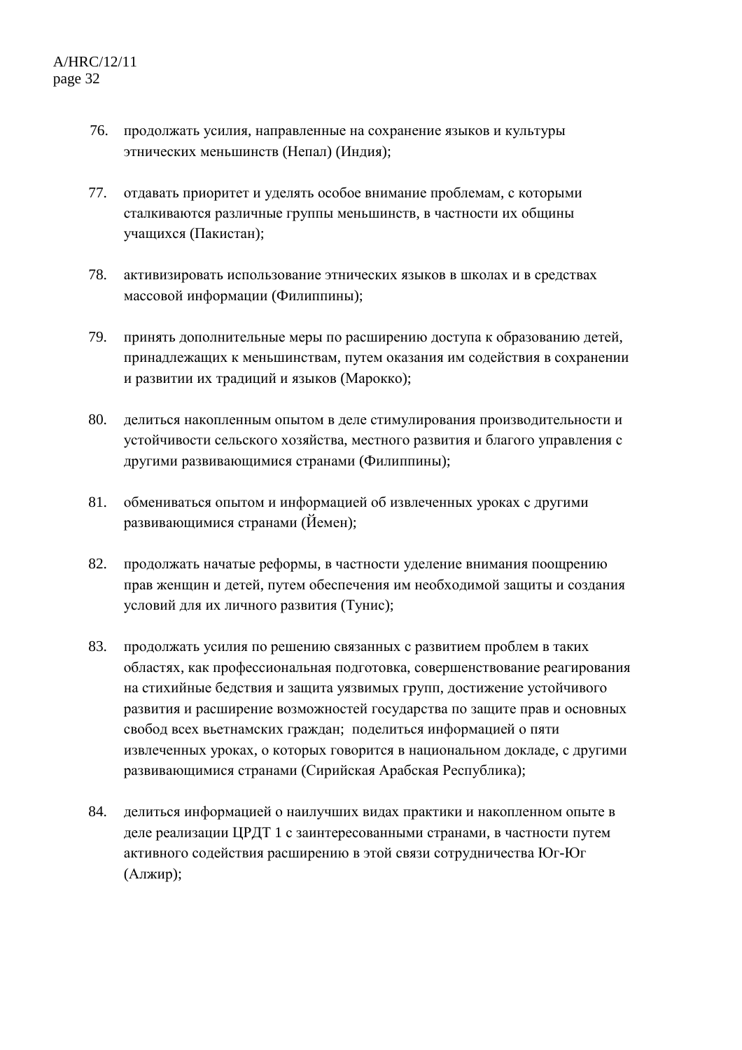76. продолжать усилия, направленные на сохранение языков и культуры этнических меньшинств (Непал) (Индия);

77. отдавать приоритет и уделять особое внимание проблемам, с которыми сталкиваются различные группы меньшинств, в частности их общины учащихся (Пакистан);

78. активизировать использование этнических языков в школах и в средствах массовой информации (Филиппины);

79. принять дополнительные меры по расширению доступа к образованию детей, принадлежащих к меньшинствам, путем оказания им содействия в сохранении и развитии их традиций и языков (Марокко);

80. делиться накопленным опытом в деле стимулирования производительности и устойчивости сельского хозяйства, местного развития и благого управления с другими развивающимися странами (Филиппины);

81. обмениваться опытом и информацией об извлеченных уроках с другими развивающимися странами (Йемен);

82. продолжать начатые реформы, в частности уделение внимания поощрению прав женщин и детей, путем обеспечения им необходимой защиты и создания условий для их личного развития (Тунис);

83. продолжать усилия по решению связанных с развитием проблем в таких областях, как профессиональная подготовка, совершенствование реагирования на стихийные бедствия и защита уязвимых групп, достижение устойчивого развития и расширение возможностей государства по защите прав и основных свобод всех вьетнамских граждан; поделиться информацией о пяти извлеченных уроках, о которых говорится в национальном докладе, с другими развивающимися странами (Сирийская Арабская Республика);

84. делиться информацией о наилучших видах практики и накопленном опыте в деле реализации ЦРДТ 1 с заинтересованными странами, в частности путем активного содействия расширению в этой связи сотрудничества Юг-Юг (Алжир);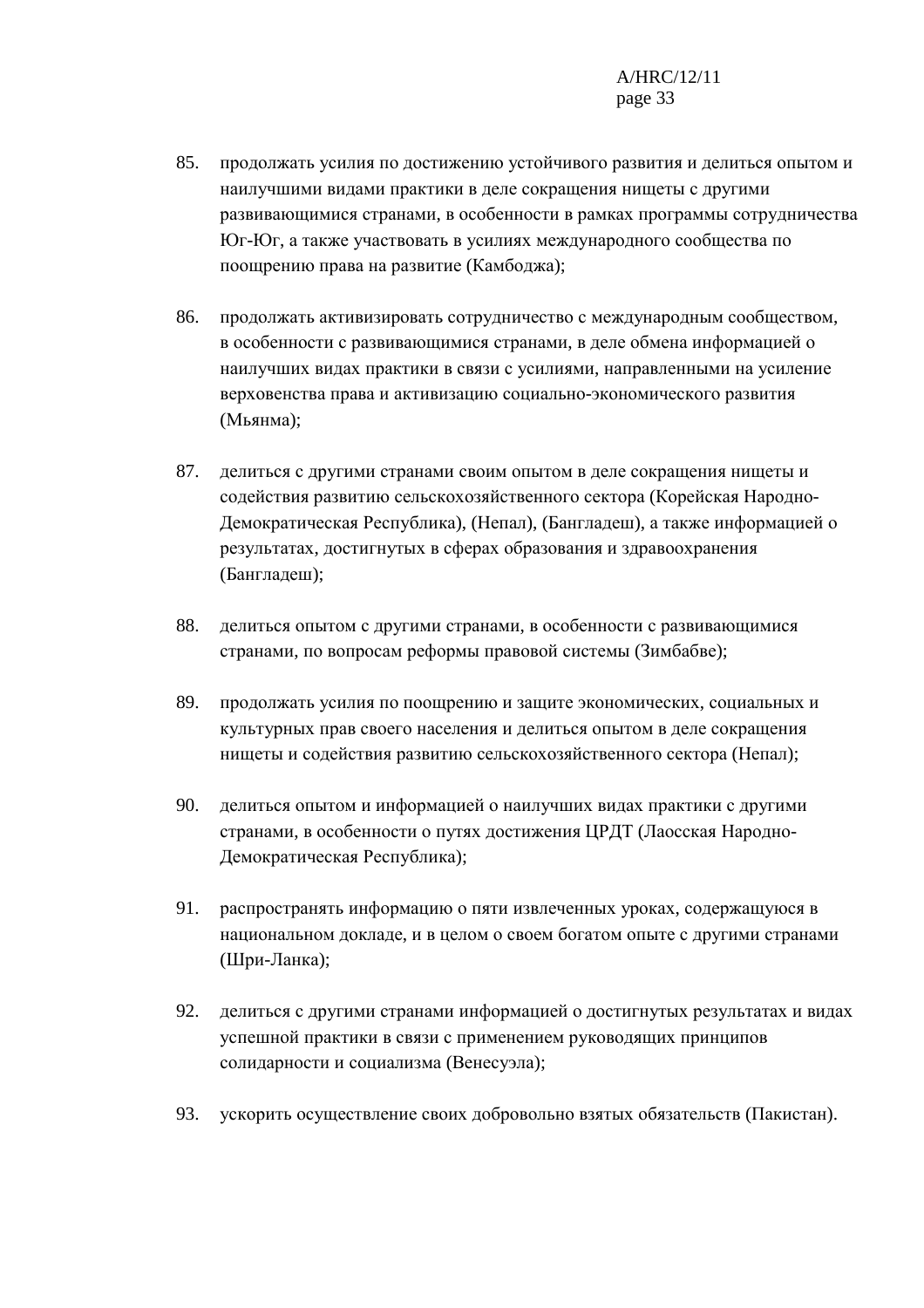85. продолжать усилия по достижению устойчивого развития и делиться опытом и наилучшими видами практики в деле сокращения нищеты с другими развивающимися странами, в особенности в рамках программы сотрудничества Юг-Юг, а также участвовать в усилиях международного сообщества по поощрению права на развитие (Камбоджа);

86. продолжать активизировать сотрудничество с международным сообществом, в особенности с развивающимися странами, в деле обмена информацией о наилучших видах практики в связи с усилиями, направленными на усиление верховенства права и активизацию социально-экономического развития (Мьянма);

87. делиться с другими странами своим опытом в деле сокращения нищеты и содействия развитию сельскохозяйственного сектора (Корейская Народно-Демократическая Республика), (Непал), (Бангладеш), а также информацией о результатах, достигнутых в сферах образования и здравоохранения (Бангладеш);

88. делиться опытом с другими странами, в особенности с развивающимися странами, по вопросам реформы правовой системы (Зимбабве);

89. продолжать усилия по поощрению и защите экономических, социальных и культурных прав своего населения и делиться опытом в деле сокращения нищеты и содействия развитию сельскохозяйственного сектора (Непал);

90. делиться опытом и информацией о наилучших видах практики с другими странами, в особенности о путях достижения ЦРДТ (Лаосская Народно-Демократическая Республика);

91. распространять информацию о пяти извлеченных уроках, содержащуюся в национальном докладе, и в целом о своем богатом опыте с другими странами (Шри-Ланка);

92. делиться с другими странами информацией о достигнутых результатах и видах успешной практики в связи с применением руководящих принципов солидарности и социализма (Венесуэла);

93. ускорить осуществление своих добровольно взятых обязательств (Пакистан).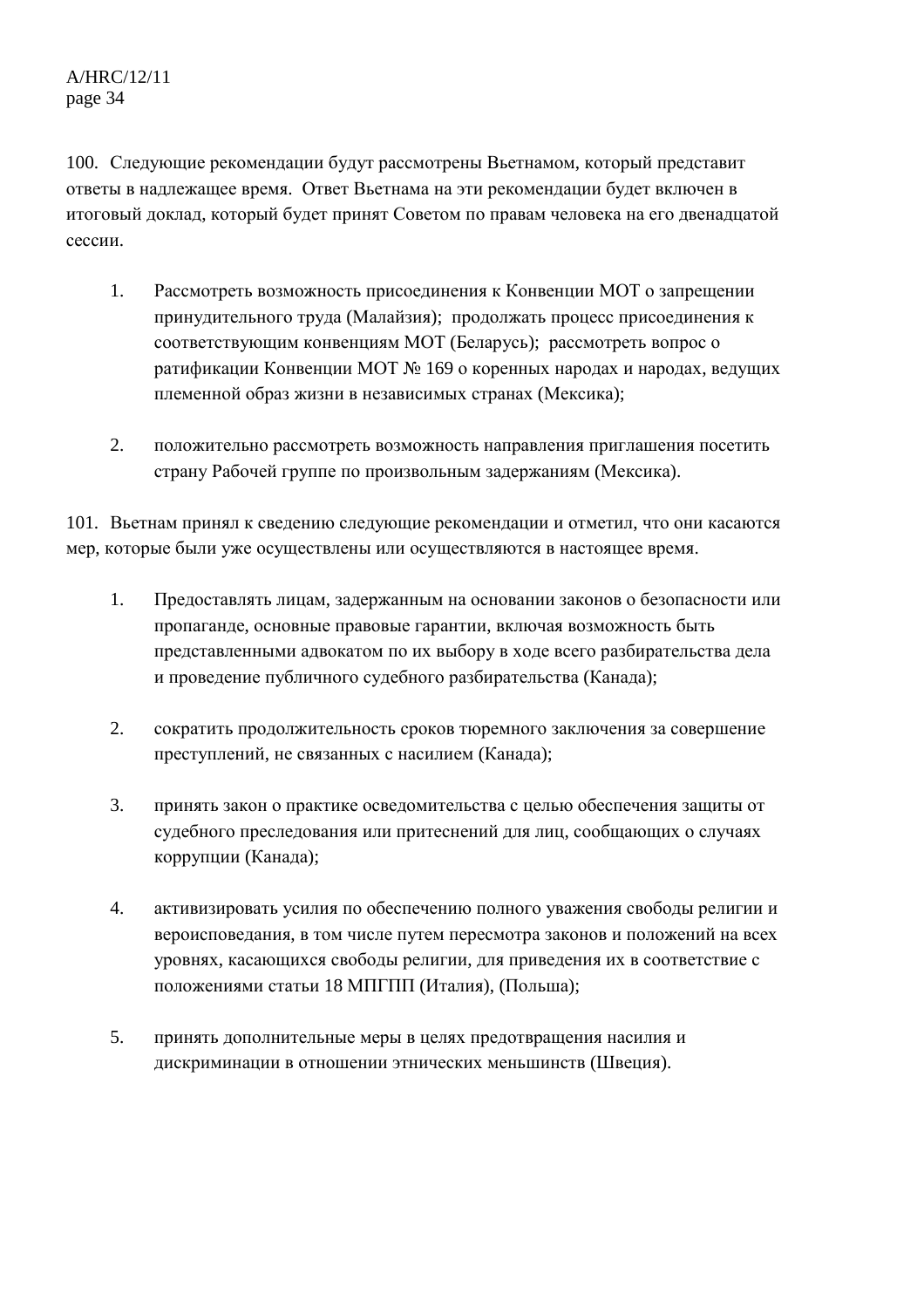100. Следующие рекомендации будут рассмотрены Вьетнамом, который представит ответы в надлежащее время. Ответ Вьетнама на эти рекомендации будет включен в итоговый доклад, который будет принят Советом по правам человека на его двенадцатой сессии.

1. Рассмотреть возможность присоединения к Конвенции МОТ о запрещении принудительного труда (Малайзия); продолжать процесс присоединения к соответствующим конвенциям МОТ (Беларусь); рассмотреть вопрос о ратификации Конвенции МОТ № 169 о коренных народах и народах, ведущих племенной образ жизни в независимых странах (Мексика);

2. положительно рассмотреть возможность направления приглашения посетить страну Рабочей группе по произвольным задержаниям (Мексика).

101. Вьетнам принял к сведению следующие рекомендации и отметил, что они касаются мер, которые были уже осуществлены или осуществляются в настоящее время.

1. Предоставлять лицам, задержанным на основании законов о безопасности или пропаганде, основные правовые гарантии, включая возможность быть представленными адвокатом по их выбору в ходе всего разбирательства дела и проведение публичного судебного разбирательства (Канада);

2. сократить продолжительность сроков тюремного заключения за совершение преступлений, не связанных с насилием (Канада);

3. принять закон о практике осведомительства с целью обеспечения защиты от судебного преследования или притеснений для лиц, сообщающих о случаях коррупции (Канада);

4. активизировать усилия по обеспечению полного уважения свободы религии и вероисповедания, в том числе путем пересмотра законов и положений на всех уровнях, касающихся свободы религии, для приведения их в соответствие с положениями статьи 18 МПГПП (Италия), (Польша);

5. принять дополнительные меры в целях предотвращения насилия и дискриминации в отношении этнических меньшинств (Швеция).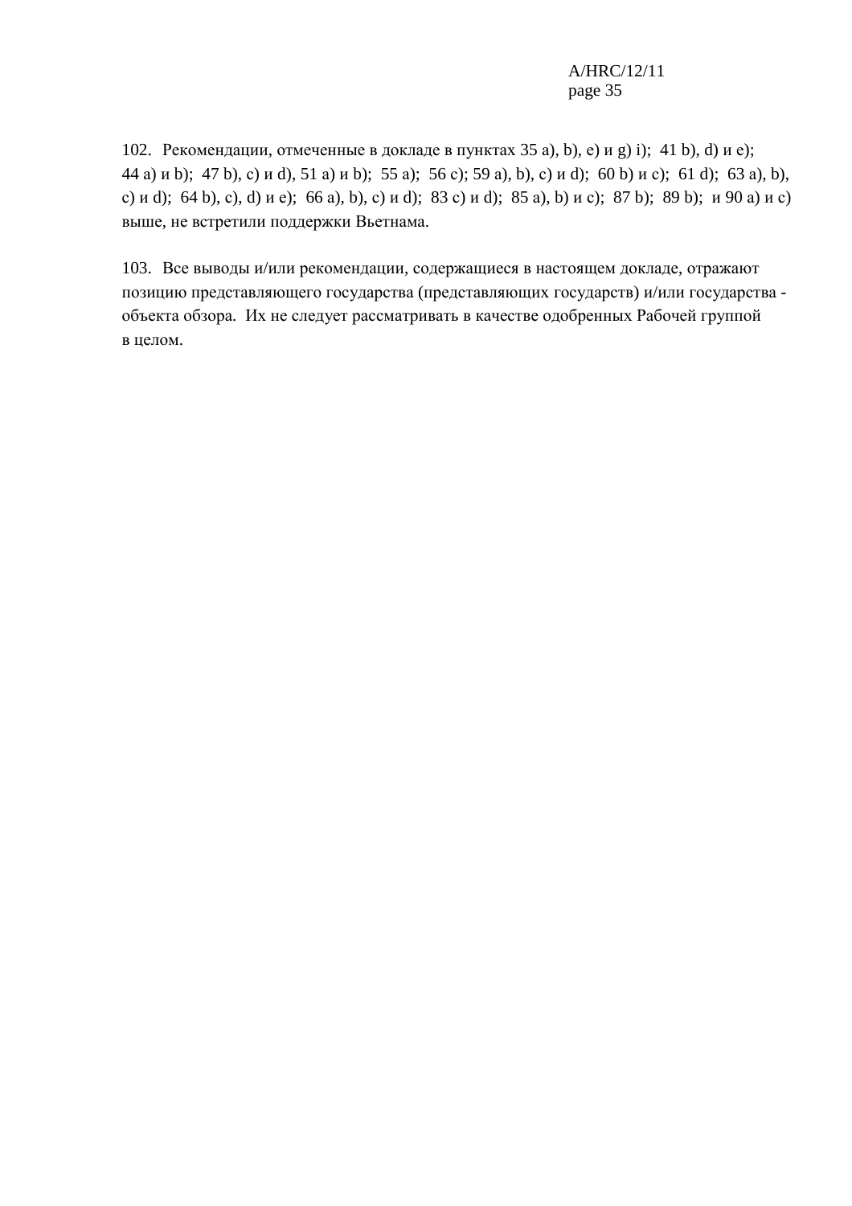102. Рекомендации, отмеченные в докладе в пунктах 35 a), b), e) и g) i); 41 b), d) и e); 44 a) и b); 47 b), c) и d), 51 a) и b); 55 a); 56 c); 59 a), b), c) и d); 60 b) и c); 61 d); 63 a), b), c) и d); 64 b), c), d) и e); 66 a), b), c) и d); 83 c) и d); 85 a), b) и c); 87 b); 89 b); и 90 a) и c) выше, не встретили поддержки Вьетнама.

103. Все выводы и/или рекомендации, содержащиеся в настоящем докладе, отражают позицию представляющего государства (представляющих государств) и/или государства - объекта обзора. Их не следует рассматривать в качестве одобренных Рабочей группой в целом.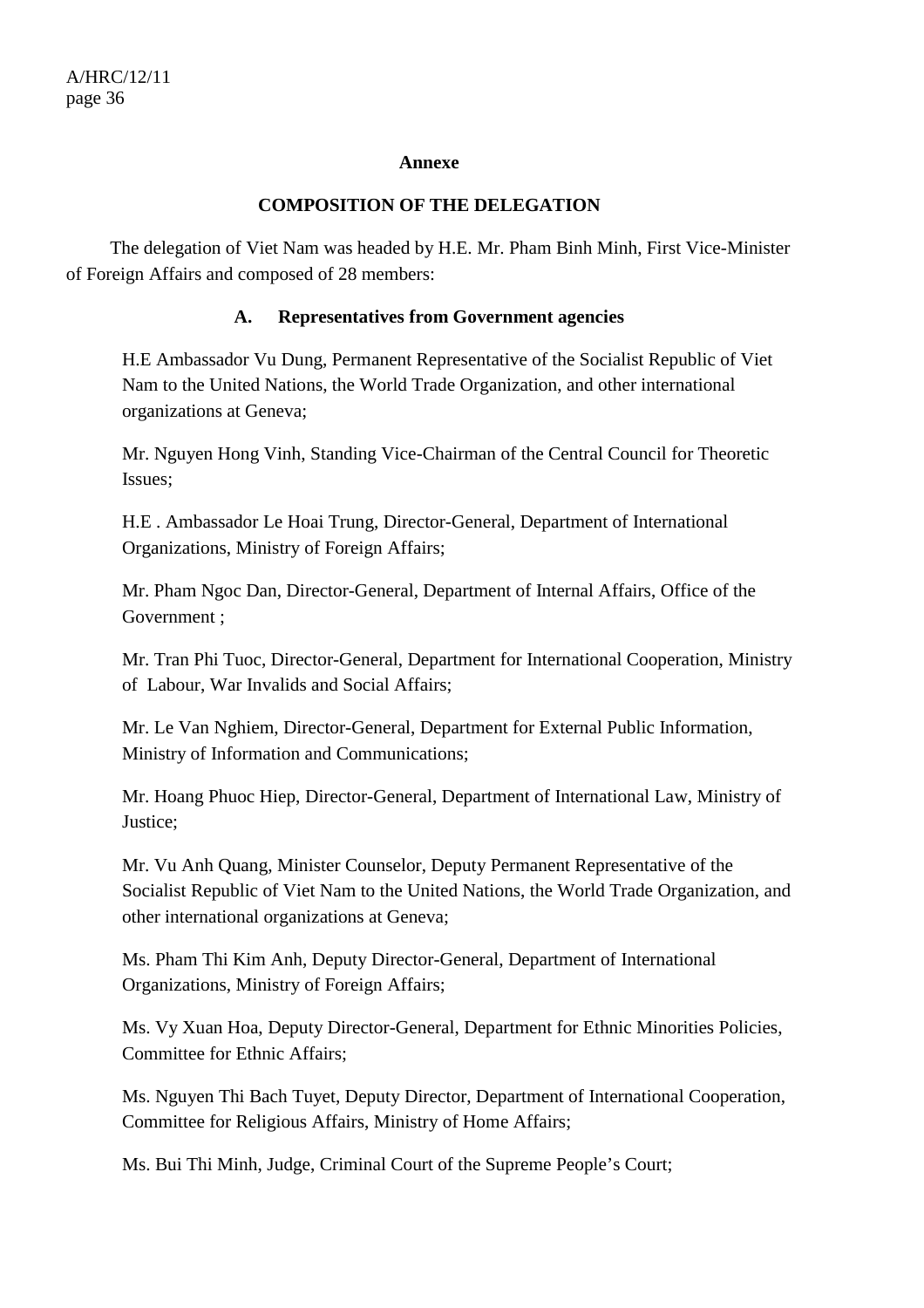**Annexe**

**COMPOSITION OF THE DELEGATION**

The delegation of Viet Nam was headed by H.E. Mr. Pham Binh Minh, First Vice-Minister of Foreign Affairs and composed of 28 members:

**A. Representatives from Government agencies**

H.E Ambassador Vu Dung, Permanent Representative of the Socialist Republic of Viet Nam to the United Nations, the World Trade Organization, and other international organizations at Geneva;

Mr. Nguyen Hong Vinh, Standing Vice-Chairman of the Central Council for Theoretic Issues;

H.E . Ambassador Le Hoai Trung, Director-General, Department of International Organizations, Ministry of Foreign Affairs;

Mr. Pham Ngoc Dan, Director-General, Department of Internal Affairs, Office of the Government ;

Mr. Tran Phi Tuoc, Director-General, Department for International Cooperation, Ministry of Labour, War Invalids and Social Affairs;

Mr. Le Van Nghiem, Director-General, Department for External Public Information, Ministry of Information and Communications;

Mr. Hoang Phuoc Hiep, Director-General, Department of International Law, Ministry of Justice;

Mr. Vu Anh Quang, Minister Counselor, Deputy Permanent Representative of the Socialist Republic of Viet Nam to the United Nations, the World Trade Organization, and other international organizations at Geneva;

Ms. Pham Thi Kim Anh, Deputy Director-General, Department of International Organizations, Ministry of Foreign Affairs;

Ms. Vy Xuan Hoa, Deputy Director-General, Department for Ethnic Minorities Policies, Committee for Ethnic Affairs;

Ms. Nguyen Thi Bach Tuyet, Deputy Director, Department of International Cooperation, Committee for Religious Affairs, Ministry of Home Affairs;

Ms. Bui Thi Minh, Judge, Criminal Court of the Supreme People's Court;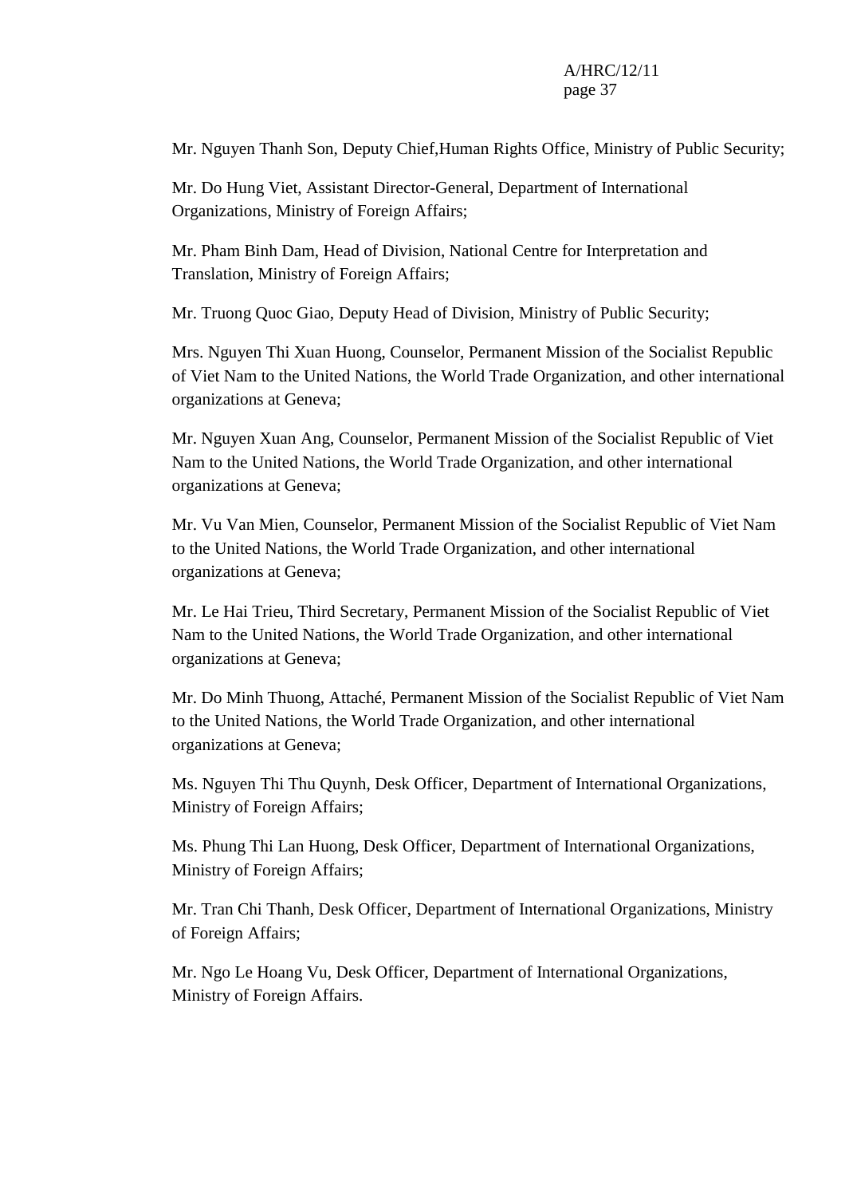Mr. Nguyen Thanh Son, Deputy Chief,Human Rights Office, Ministry of Public Security;

Mr. Do Hung Viet, Assistant Director-General, Department of International Organizations, Ministry of Foreign Affairs;

Mr. Pham Binh Dam, Head of Division, National Centre for Interpretation and Translation, Ministry of Foreign Affairs;

Mr. Truong Quoc Giao, Deputy Head of Division, Ministry of Public Security;

Mrs. Nguyen Thi Xuan Huong, Counselor, Permanent Mission of the Socialist Republic of Viet Nam to the United Nations, the World Trade Organization, and other international organizations at Geneva;

Mr. Nguyen Xuan Ang, Counselor, Permanent Mission of the Socialist Republic of Viet Nam to the United Nations, the World Trade Organization, and other international organizations at Geneva;

Mr. Vu Van Mien, Counselor, Permanent Mission of the Socialist Republic of Viet Nam to the United Nations, the World Trade Organization, and other international organizations at Geneva;

Mr. Le Hai Trieu, Third Secretary, Permanent Mission of the Socialist Republic of Viet Nam to the United Nations, the World Trade Organization, and other international organizations at Geneva;

Mr. Do Minh Thuong, Attaché, Permanent Mission of the Socialist Republic of Viet Nam to the United Nations, the World Trade Organization, and other international organizations at Geneva;

Ms. Nguyen Thi Thu Quynh, Desk Officer, Department of International Organizations, Ministry of Foreign Affairs;

Ms. Phung Thi Lan Huong, Desk Officer, Department of International Organizations, Ministry of Foreign Affairs;

Mr. Tran Chi Thanh, Desk Officer, Department of International Organizations, Ministry of Foreign Affairs;

Mr. Ngo Le Hoang Vu, Desk Officer, Department of International Organizations, Ministry of Foreign Affairs.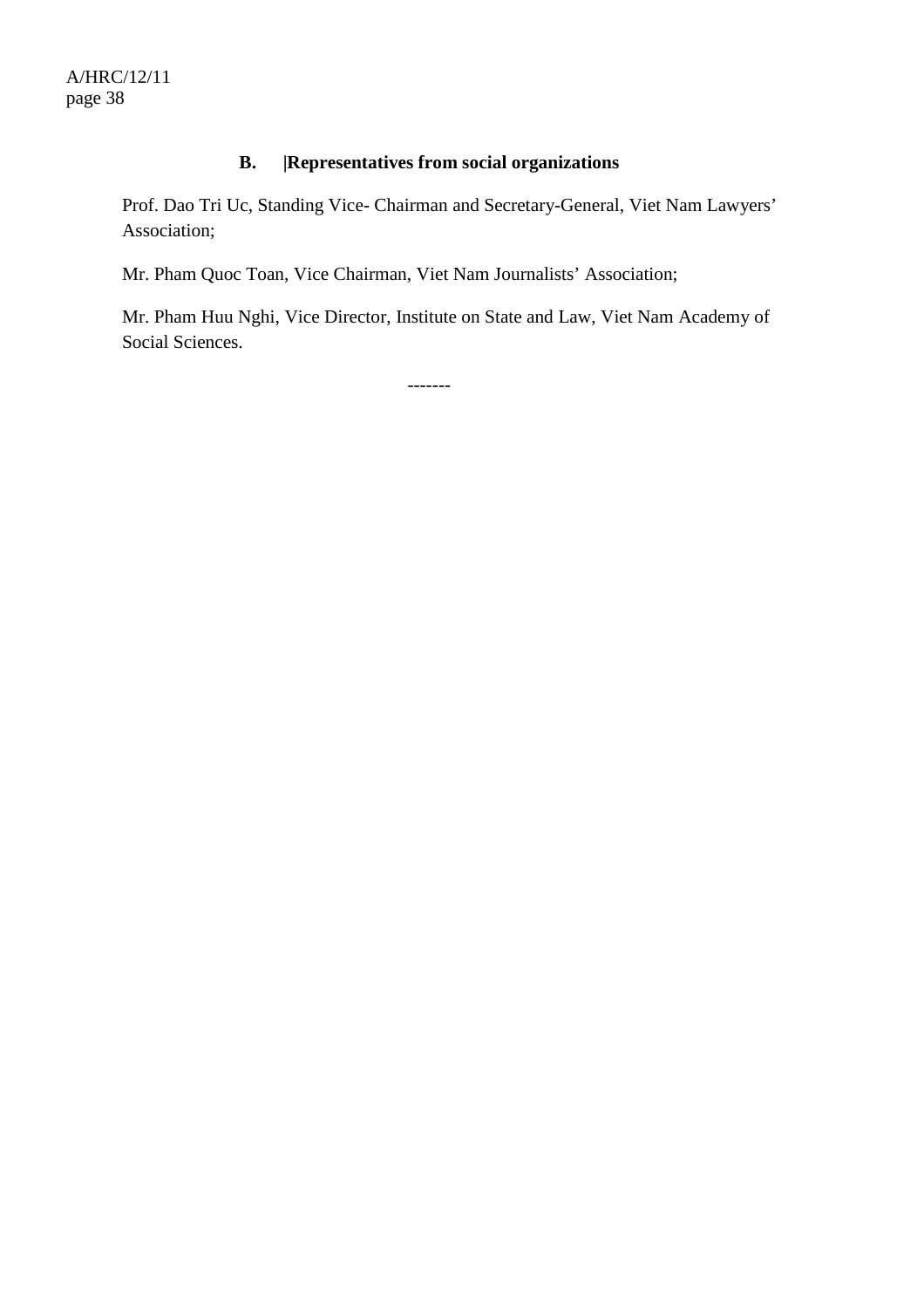### B. |Representatives from social organizations

Prof. Dao Tri Uc, Standing Vice- Chairman and Secretary-General, Viet Nam Lawyers' Association;

Mr. Pham Quoc Toan, Vice Chairman, Viet Nam Journalists' Association;

Mr. Pham Huu Nghi, Vice Director, Institute on State and Law, Viet Nam Academy of Social Sciences.

-------